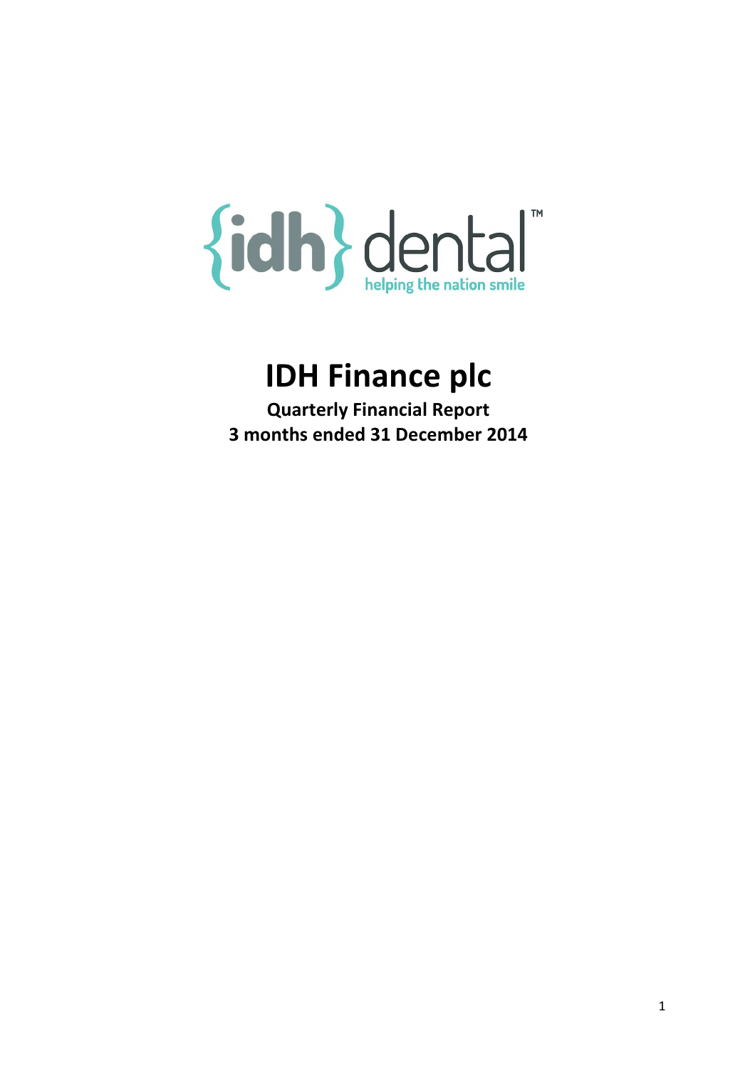# IDH Finance plc

**Quarterly Financial Report**
**3 months ended 31 December 2014**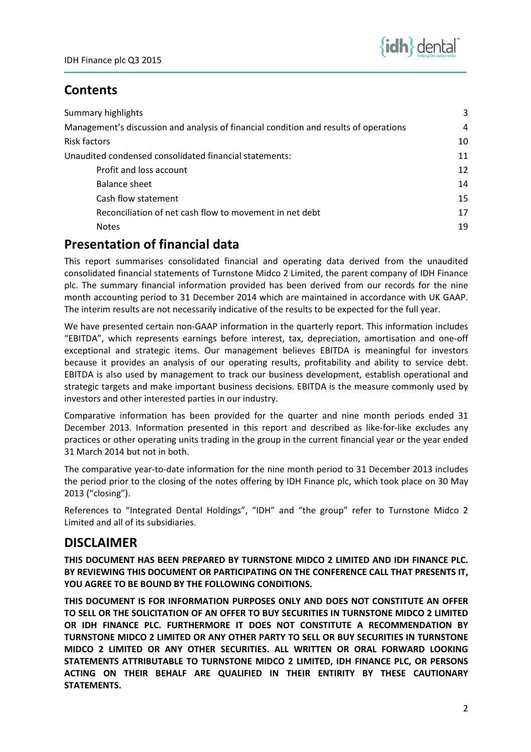## Contents

| | |
|---|---|
| Summary highlights | 3 |
| Management's discussion and analysis of financial condition and results of operations | 4 |
| Risk factors | 10 |
| Unaudited condensed consolidated financial statements: | 11 |
| Profit and loss account | 12 |
| Balance sheet | 14 |
| Cash flow statement | 15 |
| Reconciliation of net cash flow to movement in net debt | 17 |
| Notes | 19 |

## Presentation of financial data

This report summarises consolidated financial and operating data derived from the unaudited consolidated financial statements of Turnstone Midco 2 Limited, the parent company of IDH Finance plc. The summary financial information provided has been derived from our records for the nine month accounting period to 31 December 2014 which are maintained in accordance with UK GAAP. The interim results are not necessarily indicative of the results to be expected for the full year.

We have presented certain non-GAAP information in the quarterly report. This information includes "EBITDA", which represents earnings before interest, tax, depreciation, amortisation and one-off exceptional and strategic items. Our management believes EBITDA is meaningful for investors because it provides an analysis of our operating results, profitability and ability to service debt. EBITDA is also used by management to track our business development, establish operational and strategic targets and make important business decisions. EBITDA is the measure commonly used by investors and other interested parties in our industry.

Comparative information has been provided for the quarter and nine month periods ended 31 December 2013. Information presented in this report and described as like-for-like excludes any practices or other operating units trading in the group in the current financial year or the year ended 31 March 2014 but not in both.

The comparative year-to-date information for the nine month period to 31 December 2013 includes the period prior to the closing of the notes offering by IDH Finance plc, which took place on 30 May 2013 ("closing").

References to "Integrated Dental Holdings", "IDH" and "the group" refer to Turnstone Midco 2 Limited and all of its subsidiaries.

## DISCLAIMER

**THIS DOCUMENT HAS BEEN PREPARED BY TURNSTONE MIDCO 2 LIMITED AND IDH FINANCE PLC. BY REVIEWING THIS DOCUMENT OR PARTICIPATING ON THE CONFERENCE CALL THAT PRESENTS IT, YOU AGREE TO BE BOUND BY THE FOLLOWING CONDITIONS.**

**THIS DOCUMENT IS FOR INFORMATION PURPOSES ONLY AND DOES NOT CONSTITUTE AN OFFER TO SELL OR THE SOLICITATION OF AN OFFER TO BUY SECURITIES IN TURNSTONE MIDCO 2 LIMITED OR IDH FINANCE PLC. FURTHERMORE IT DOES NOT CONSTITUTE A RECOMMENDATION BY TURNSTONE MIDCO 2 LIMITED OR ANY OTHER PARTY TO SELL OR BUY SECURITIES IN TURNSTONE MIDCO 2 LIMITED OR ANY OTHER SECURITIES. ALL WRITTEN OR ORAL FORWARD LOOKING STATEMENTS ATTRIBUTABLE TO TURNSTONE MIDCO 2 LIMITED, IDH FINANCE PLC, OR PERSONS ACTING ON THEIR BEHALF ARE QUALIFIED IN THEIR ENTIRITY BY THESE CAUTIONARY STATEMENTS.**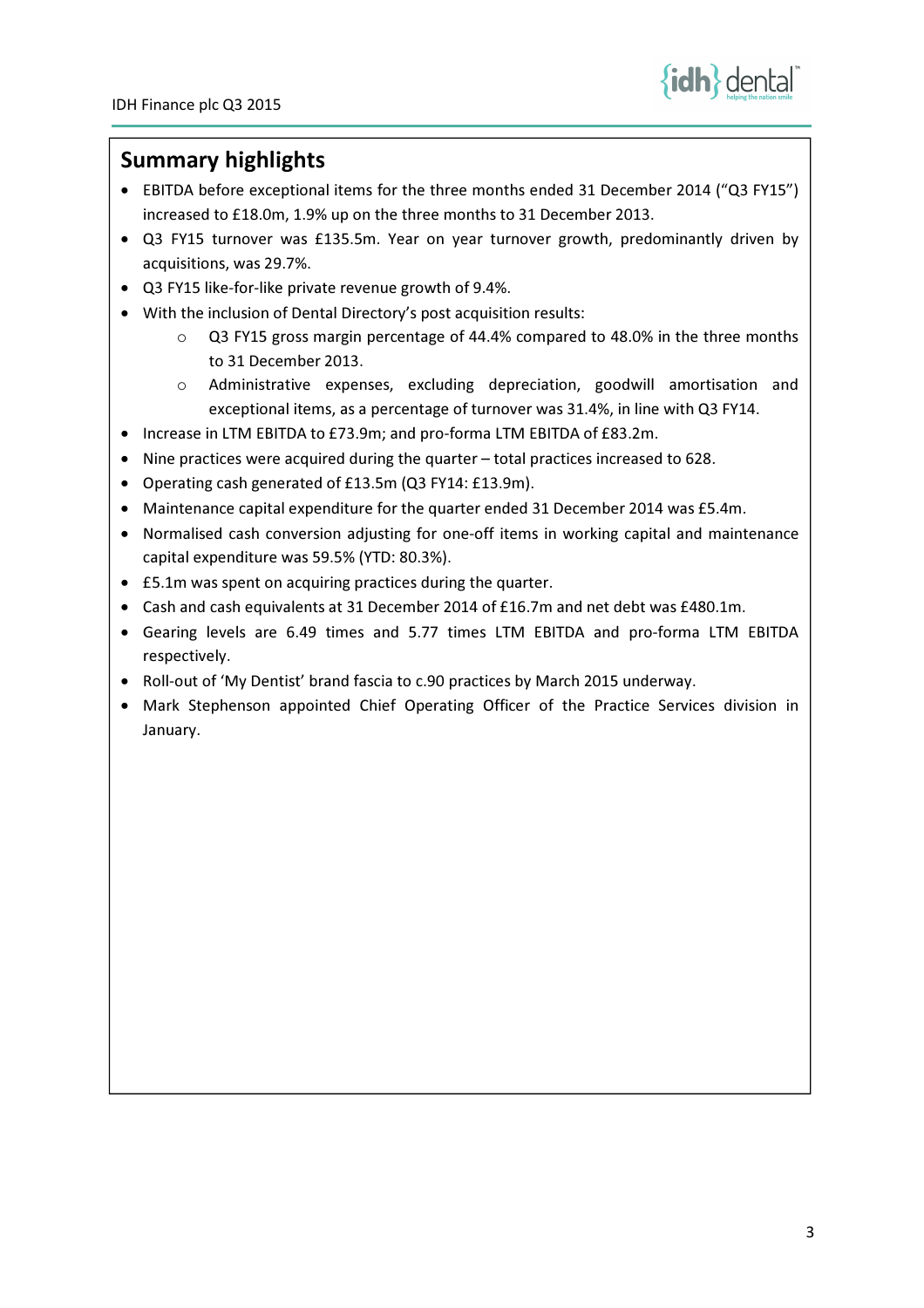## Summary highlights

- EBITDA before exceptional items for the three months ended 31 December 2014 ("Q3 FY15") increased to £18.0m, 1.9% up on the three months to 31 December 2013.
- Q3 FY15 turnover was £135.5m. Year on year turnover growth, predominantly driven by acquisitions, was 29.7%.
- Q3 FY15 like-for-like private revenue growth of 9.4%.
- With the inclusion of Dental Directory's post acquisition results:
  - Q3 FY15 gross margin percentage of 44.4% compared to 48.0% in the three months to 31 December 2013.
  - Administrative expenses, excluding depreciation, goodwill amortisation and exceptional items, as a percentage of turnover was 31.4%, in line with Q3 FY14.
- Increase in LTM EBITDA to £73.9m; and pro-forma LTM EBITDA of £83.2m.
- Nine practices were acquired during the quarter – total practices increased to 628.
- Operating cash generated of £13.5m (Q3 FY14: £13.9m).
- Maintenance capital expenditure for the quarter ended 31 December 2014 was £5.4m.
- Normalised cash conversion adjusting for one-off items in working capital and maintenance capital expenditure was 59.5% (YTD: 80.3%).
- £5.1m was spent on acquiring practices during the quarter.
- Cash and cash equivalents at 31 December 2014 of £16.7m and net debt was £480.1m.
- Gearing levels are 6.49 times and 5.77 times LTM EBITDA and pro-forma LTM EBITDA respectively.
- Roll-out of 'My Dentist' brand fascia to c.90 practices by March 2015 underway.
- Mark Stephenson appointed Chief Operating Officer of the Practice Services division in January.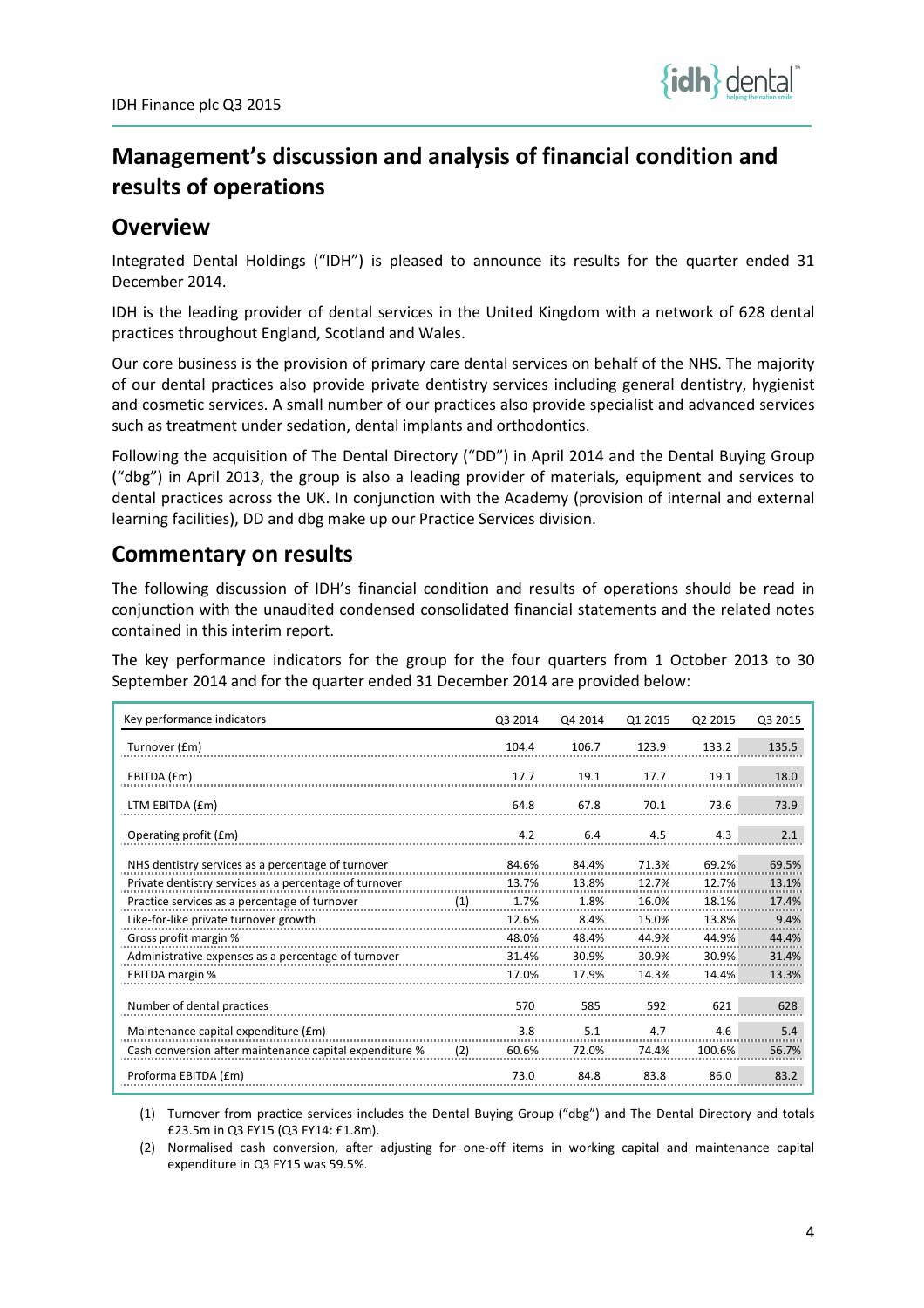# Management's discussion and analysis of financial condition and results of operations

## Overview

Integrated Dental Holdings ("IDH") is pleased to announce its results for the quarter ended 31 December 2014.

IDH is the leading provider of dental services in the United Kingdom with a network of 628 dental practices throughout England, Scotland and Wales.

Our core business is the provision of primary care dental services on behalf of the NHS. The majority of our dental practices also provide private dentistry services including general dentistry, hygienist and cosmetic services. A small number of our practices also provide specialist and advanced services such as treatment under sedation, dental implants and orthodontics.

Following the acquisition of The Dental Directory ("DD") in April 2014 and the Dental Buying Group ("dbg") in April 2013, the group is also a leading provider of materials, equipment and services to dental practices across the UK. In conjunction with the Academy (provision of internal and external learning facilities), DD and dbg make up our Practice Services division.

## Commentary on results

The following discussion of IDH's financial condition and results of operations should be read in conjunction with the unaudited condensed consolidated financial statements and the related notes contained in this interim report.

The key performance indicators for the group for the four quarters from 1 October 2013 to 30 September 2014 and for the quarter ended 31 December 2014 are provided below:

| Key performance indicators | | Q3 2014 | Q4 2014 | Q1 2015 | Q2 2015 | Q3 2015 |
|---|---|---|---|---|---|---|
| Turnover (£m) | | 104.4 | 106.7 | 123.9 | 133.2 | 135.5 |
| EBITDA (£m) | | 17.7 | 19.1 | 17.7 | 19.1 | 18.0 |
| LTM EBITDA (£m) | | 64.8 | 67.8 | 70.1 | 73.6 | 73.9 |
| Operating profit (£m) | | 4.2 | 6.4 | 4.5 | 4.3 | 2.1 |
| NHS dentistry services as a percentage of turnover | | 84.6% | 84.4% | 71.3% | 69.2% | 69.5% |
| Private dentistry services as a percentage of turnover | | 13.7% | 13.8% | 12.7% | 12.7% | 13.1% |
| Practice services as a percentage of turnover | (1) | 1.7% | 1.8% | 16.0% | 18.1% | 17.4% |
| Like-for-like private turnover growth | | 12.6% | 8.4% | 15.0% | 13.8% | 9.4% |
| Gross profit margin % | | 48.0% | 48.4% | 44.9% | 44.9% | 44.4% |
| Administrative expenses as a percentage of turnover | | 31.4% | 30.9% | 30.9% | 30.9% | 31.4% |
| EBITDA margin % | | 17.0% | 17.9% | 14.3% | 14.4% | 13.3% |
| Number of dental practices | | 570 | 585 | 592 | 621 | 628 |
| Maintenance capital expenditure (£m) | | 3.8 | 5.1 | 4.7 | 4.6 | 5.4 |
| Cash conversion after maintenance capital expenditure % | (2) | 60.6% | 72.0% | 74.4% | 100.6% | 56.7% |
| Proforma EBITDA (£m) | | 73.0 | 84.8 | 83.8 | 86.0 | 83.2 |

(1) Turnover from practice services includes the Dental Buying Group ("dbg") and The Dental Directory and totals £23.5m in Q3 FY15 (Q3 FY14: £1.8m).

(2) Normalised cash conversion, after adjusting for one-off items in working capital and maintenance capital expenditure in Q3 FY15 was 59.5%.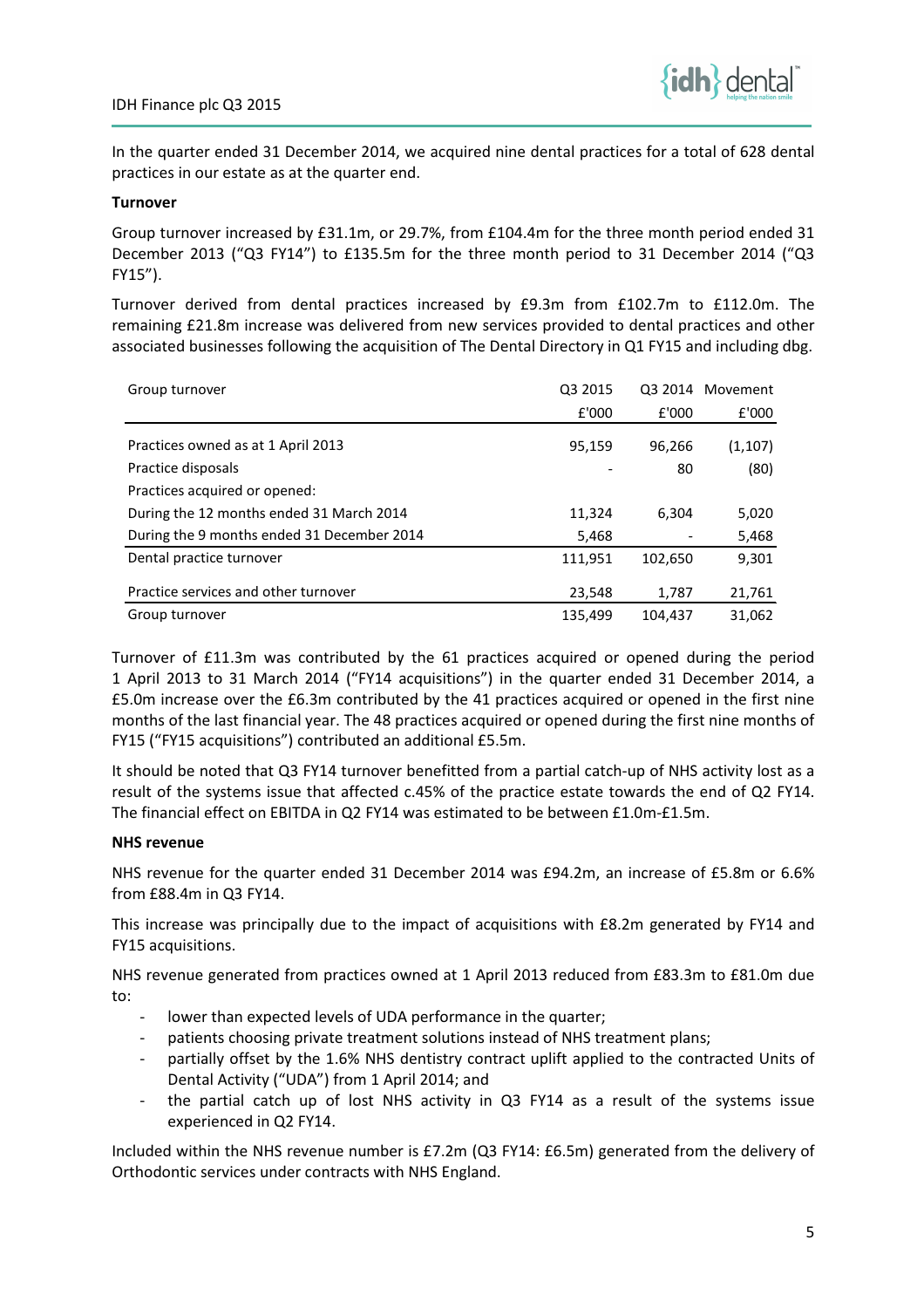In the quarter ended 31 December 2014, we acquired nine dental practices for a total of 628 dental practices in our estate as at the quarter end.

**Turnover**

Group turnover increased by £31.1m, or 29.7%, from £104.4m for the three month period ended 31 December 2013 ("Q3 FY14") to £135.5m for the three month period to 31 December 2014 ("Q3 FY15").

Turnover derived from dental practices increased by £9.3m from £102.7m to £112.0m. The remaining £21.8m increase was delivered from new services provided to dental practices and other associated businesses following the acquisition of The Dental Directory in Q1 FY15 and including dbg.

| Group turnover | Q3 2015 | Q3 2014 | Movement |
|---|---|---|---|
| | £'000 | £'000 | £'000 |
| Practices owned as at 1 April 2013 | 95,159 | 96,266 | (1,107) |
| Practice disposals | - | 80 | (80) |
| Practices acquired or opened: | | | |
| During the 12 months ended 31 March 2014 | 11,324 | 6,304 | 5,020 |
| During the 9 months ended 31 December 2014 | 5,468 | - | 5,468 |
| Dental practice turnover | 111,951 | 102,650 | 9,301 |
| Practice services and other turnover | 23,548 | 1,787 | 21,761 |
| Group turnover | 135,499 | 104,437 | 31,062 |

Turnover of £11.3m was contributed by the 61 practices acquired or opened during the period 1 April 2013 to 31 March 2014 ("FY14 acquisitions") in the quarter ended 31 December 2014, a £5.0m increase over the £6.3m contributed by the 41 practices acquired or opened in the first nine months of the last financial year. The 48 practices acquired or opened during the first nine months of FY15 ("FY15 acquisitions") contributed an additional £5.5m.

It should be noted that Q3 FY14 turnover benefitted from a partial catch-up of NHS activity lost as a result of the systems issue that affected c.45% of the practice estate towards the end of Q2 FY14. The financial effect on EBITDA in Q2 FY14 was estimated to be between £1.0m-£1.5m.

**NHS revenue**

NHS revenue for the quarter ended 31 December 2014 was £94.2m, an increase of £5.8m or 6.6% from £88.4m in Q3 FY14.

This increase was principally due to the impact of acquisitions with £8.2m generated by FY14 and FY15 acquisitions.

NHS revenue generated from practices owned at 1 April 2013 reduced from £83.3m to £81.0m due to:

- lower than expected levels of UDA performance in the quarter;
- patients choosing private treatment solutions instead of NHS treatment plans;
- partially offset by the 1.6% NHS dentistry contract uplift applied to the contracted Units of Dental Activity ("UDA") from 1 April 2014; and
- the partial catch up of lost NHS activity in Q3 FY14 as a result of the systems issue experienced in Q2 FY14.

Included within the NHS revenue number is £7.2m (Q3 FY14: £6.5m) generated from the delivery of Orthodontic services under contracts with NHS England.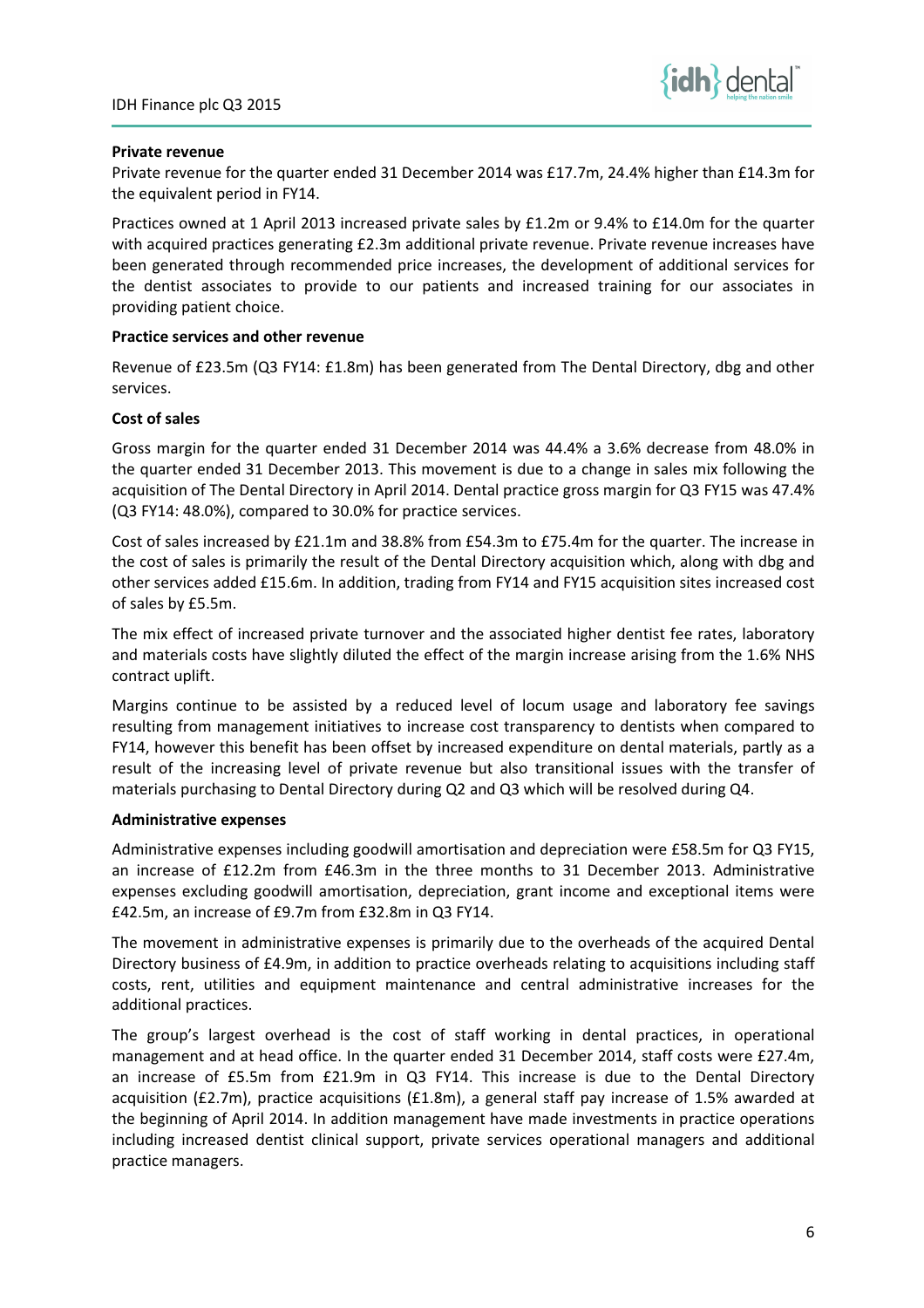**Private revenue**

Private revenue for the quarter ended 31 December 2014 was £17.7m, 24.4% higher than £14.3m for the equivalent period in FY14.

Practices owned at 1 April 2013 increased private sales by £1.2m or 9.4% to £14.0m for the quarter with acquired practices generating £2.3m additional private revenue. Private revenue increases have been generated through recommended price increases, the development of additional services for the dentist associates to provide to our patients and increased training for our associates in providing patient choice.

**Practice services and other revenue**

Revenue of £23.5m (Q3 FY14: £1.8m) has been generated from The Dental Directory, dbg and other services.

**Cost of sales**

Gross margin for the quarter ended 31 December 2014 was 44.4% a 3.6% decrease from 48.0% in the quarter ended 31 December 2013. This movement is due to a change in sales mix following the acquisition of The Dental Directory in April 2014. Dental practice gross margin for Q3 FY15 was 47.4% (Q3 FY14: 48.0%), compared to 30.0% for practice services.

Cost of sales increased by £21.1m and 38.8% from £54.3m to £75.4m for the quarter. The increase in the cost of sales is primarily the result of the Dental Directory acquisition which, along with dbg and other services added £15.6m. In addition, trading from FY14 and FY15 acquisition sites increased cost of sales by £5.5m.

The mix effect of increased private turnover and the associated higher dentist fee rates, laboratory and materials costs have slightly diluted the effect of the margin increase arising from the 1.6% NHS contract uplift.

Margins continue to be assisted by a reduced level of locum usage and laboratory fee savings resulting from management initiatives to increase cost transparency to dentists when compared to FY14, however this benefit has been offset by increased expenditure on dental materials, partly as a result of the increasing level of private revenue but also transitional issues with the transfer of materials purchasing to Dental Directory during Q2 and Q3 which will be resolved during Q4.

**Administrative expenses**

Administrative expenses including goodwill amortisation and depreciation were £58.5m for Q3 FY15, an increase of £12.2m from £46.3m in the three months to 31 December 2013. Administrative expenses excluding goodwill amortisation, depreciation, grant income and exceptional items were £42.5m, an increase of £9.7m from £32.8m in Q3 FY14.

The movement in administrative expenses is primarily due to the overheads of the acquired Dental Directory business of £4.9m, in addition to practice overheads relating to acquisitions including staff costs, rent, utilities and equipment maintenance and central administrative increases for the additional practices.

The group's largest overhead is the cost of staff working in dental practices, in operational management and at head office. In the quarter ended 31 December 2014, staff costs were £27.4m, an increase of £5.5m from £21.9m in Q3 FY14. This increase is due to the Dental Directory acquisition (£2.7m), practice acquisitions (£1.8m), a general staff pay increase of 1.5% awarded at the beginning of April 2014. In addition management have made investments in practice operations including increased dentist clinical support, private services operational managers and additional practice managers.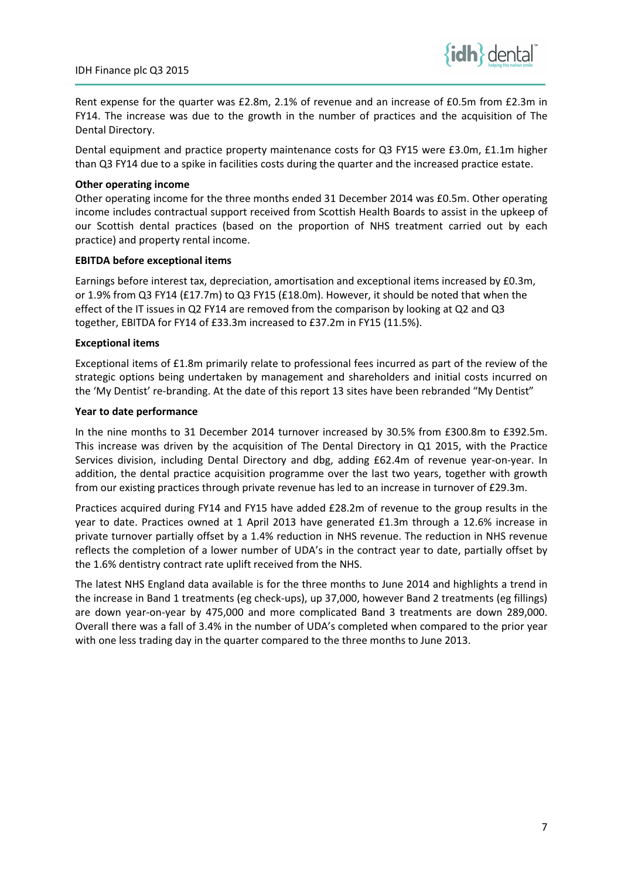Rent expense for the quarter was £2.8m, 2.1% of revenue and an increase of £0.5m from £2.3m in FY14. The increase was due to the growth in the number of practices and the acquisition of The Dental Directory.

Dental equipment and practice property maintenance costs for Q3 FY15 were £3.0m, £1.1m higher than Q3 FY14 due to a spike in facilities costs during the quarter and the increased practice estate.

**Other operating income**

Other operating income for the three months ended 31 December 2014 was £0.5m. Other operating income includes contractual support received from Scottish Health Boards to assist in the upkeep of our Scottish dental practices (based on the proportion of NHS treatment carried out by each practice) and property rental income.

**EBITDA before exceptional items**

Earnings before interest tax, depreciation, amortisation and exceptional items increased by £0.3m, or 1.9% from Q3 FY14 (£17.7m) to Q3 FY15 (£18.0m). However, it should be noted that when the effect of the IT issues in Q2 FY14 are removed from the comparison by looking at Q2 and Q3 together, EBITDA for FY14 of £33.3m increased to £37.2m in FY15 (11.5%).

**Exceptional items**

Exceptional items of £1.8m primarily relate to professional fees incurred as part of the review of the strategic options being undertaken by management and shareholders and initial costs incurred on the 'My Dentist' re-branding. At the date of this report 13 sites have been rebranded "My Dentist"

**Year to date performance**

In the nine months to 31 December 2014 turnover increased by 30.5% from £300.8m to £392.5m. This increase was driven by the acquisition of The Dental Directory in Q1 2015, with the Practice Services division, including Dental Directory and dbg, adding £62.4m of revenue year-on-year. In addition, the dental practice acquisition programme over the last two years, together with growth from our existing practices through private revenue has led to an increase in turnover of £29.3m.

Practices acquired during FY14 and FY15 have added £28.2m of revenue to the group results in the year to date. Practices owned at 1 April 2013 have generated £1.3m through a 12.6% increase in private turnover partially offset by a 1.4% reduction in NHS revenue. The reduction in NHS revenue reflects the completion of a lower number of UDA's in the contract year to date, partially offset by the 1.6% dentistry contract rate uplift received from the NHS.

The latest NHS England data available is for the three months to June 2014 and highlights a trend in the increase in Band 1 treatments (eg check-ups), up 37,000, however Band 2 treatments (eg fillings) are down year-on-year by 475,000 and more complicated Band 3 treatments are down 289,000. Overall there was a fall of 3.4% in the number of UDA's completed when compared to the prior year with one less trading day in the quarter compared to the three months to June 2013.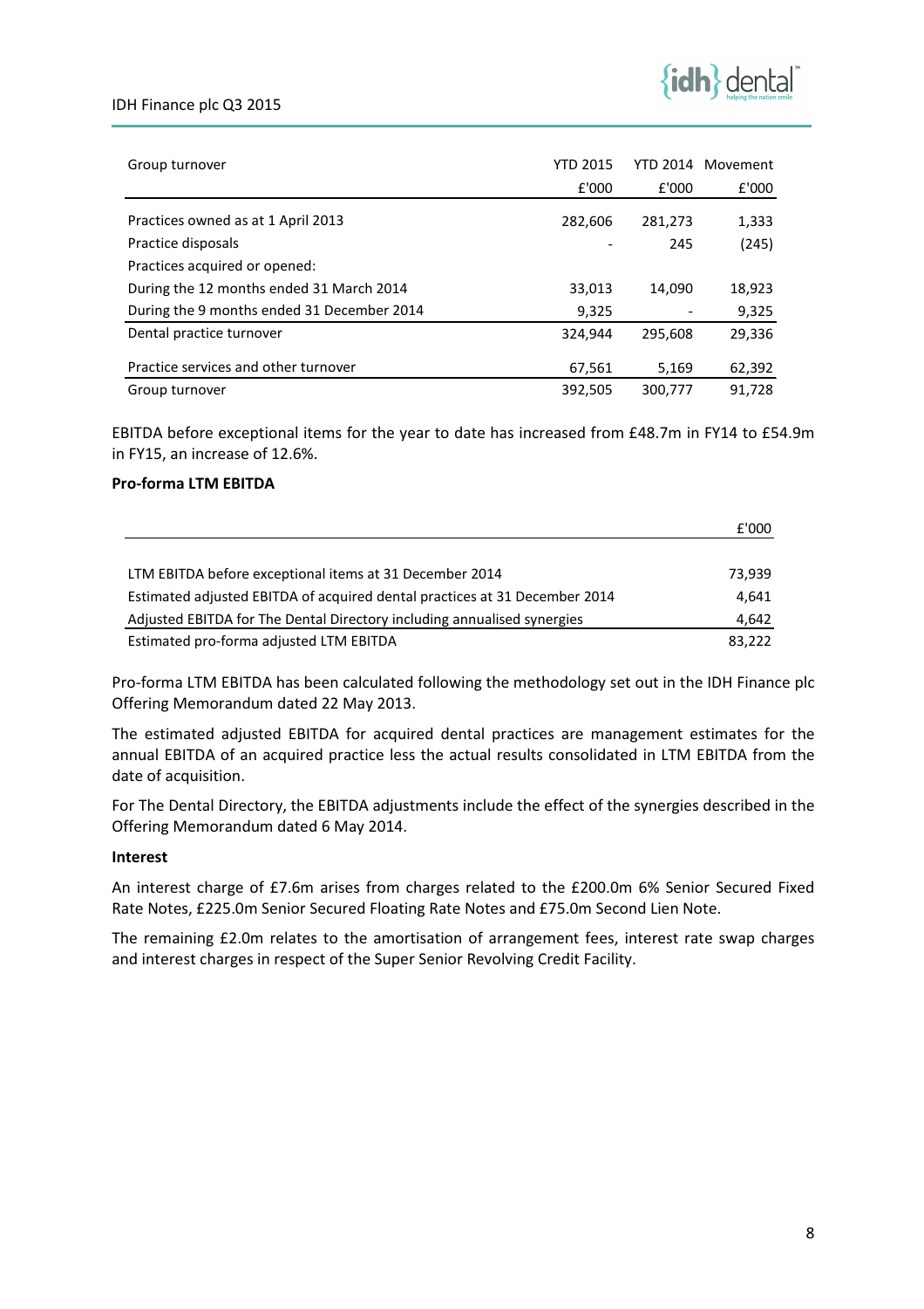| Group turnover | YTD 2015 | YTD 2014 | Movement |
|---|---|---|---|
| | £'000 | £'000 | £'000 |
| Practices owned as at 1 April 2013 | 282,606 | 281,273 | 1,333 |
| Practice disposals | - | 245 | (245) |
| Practices acquired or opened: | | | |
| During the 12 months ended 31 March 2014 | 33,013 | 14,090 | 18,923 |
| During the 9 months ended 31 December 2014 | 9,325 | - | 9,325 |
| Dental practice turnover | 324,944 | 295,608 | 29,336 |
| Practice services and other turnover | 67,561 | 5,169 | 62,392 |
| Group turnover | 392,505 | 300,777 | 91,728 |

EBITDA before exceptional items for the year to date has increased from £48.7m in FY14 to £54.9m in FY15, an increase of 12.6%.

**Pro-forma LTM EBITDA**

| | £'000 |
|---|---|
| LTM EBITDA before exceptional items at 31 December 2014 | 73,939 |
| Estimated adjusted EBITDA of acquired dental practices at 31 December 2014 | 4,641 |
| Adjusted EBITDA for The Dental Directory including annualised synergies | 4,642 |
| Estimated pro-forma adjusted LTM EBITDA | 83,222 |

Pro-forma LTM EBITDA has been calculated following the methodology set out in the IDH Finance plc Offering Memorandum dated 22 May 2013.

The estimated adjusted EBITDA for acquired dental practices are management estimates for the annual EBITDA of an acquired practice less the actual results consolidated in LTM EBITDA from the date of acquisition.

For The Dental Directory, the EBITDA adjustments include the effect of the synergies described in the Offering Memorandum dated 6 May 2014.

**Interest**

An interest charge of £7.6m arises from charges related to the £200.0m 6% Senior Secured Fixed Rate Notes, £225.0m Senior Secured Floating Rate Notes and £75.0m Second Lien Note.

The remaining £2.0m relates to the amortisation of arrangement fees, interest rate swap charges and interest charges in respect of the Super Senior Revolving Credit Facility.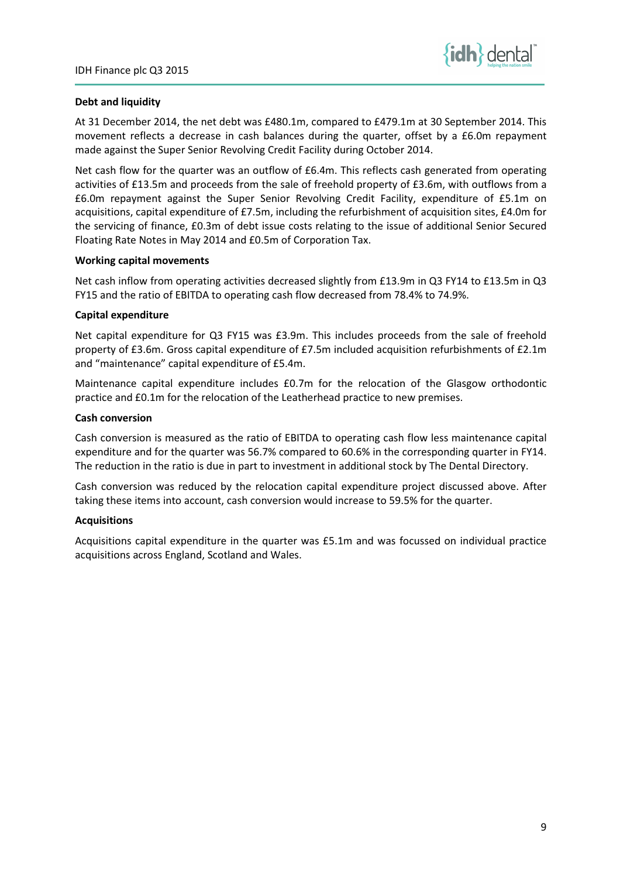**Debt and liquidity**

At 31 December 2014, the net debt was £480.1m, compared to £479.1m at 30 September 2014. This movement reflects a decrease in cash balances during the quarter, offset by a £6.0m repayment made against the Super Senior Revolving Credit Facility during October 2014.

Net cash flow for the quarter was an outflow of £6.4m. This reflects cash generated from operating activities of £13.5m and proceeds from the sale of freehold property of £3.6m, with outflows from a £6.0m repayment against the Super Senior Revolving Credit Facility, expenditure of £5.1m on acquisitions, capital expenditure of £7.5m, including the refurbishment of acquisition sites, £4.0m for the servicing of finance, £0.3m of debt issue costs relating to the issue of additional Senior Secured Floating Rate Notes in May 2014 and £0.5m of Corporation Tax.

**Working capital movements**

Net cash inflow from operating activities decreased slightly from £13.9m in Q3 FY14 to £13.5m in Q3 FY15 and the ratio of EBITDA to operating cash flow decreased from 78.4% to 74.9%.

**Capital expenditure**

Net capital expenditure for Q3 FY15 was £3.9m. This includes proceeds from the sale of freehold property of £3.6m. Gross capital expenditure of £7.5m included acquisition refurbishments of £2.1m and "maintenance" capital expenditure of £5.4m.

Maintenance capital expenditure includes £0.7m for the relocation of the Glasgow orthodontic practice and £0.1m for the relocation of the Leatherhead practice to new premises.

**Cash conversion**

Cash conversion is measured as the ratio of EBITDA to operating cash flow less maintenance capital expenditure and for the quarter was 56.7% compared to 60.6% in the corresponding quarter in FY14. The reduction in the ratio is due in part to investment in additional stock by The Dental Directory.

Cash conversion was reduced by the relocation capital expenditure project discussed above. After taking these items into account, cash conversion would increase to 59.5% for the quarter.

**Acquisitions**

Acquisitions capital expenditure in the quarter was £5.1m and was focussed on individual practice acquisitions across England, Scotland and Wales.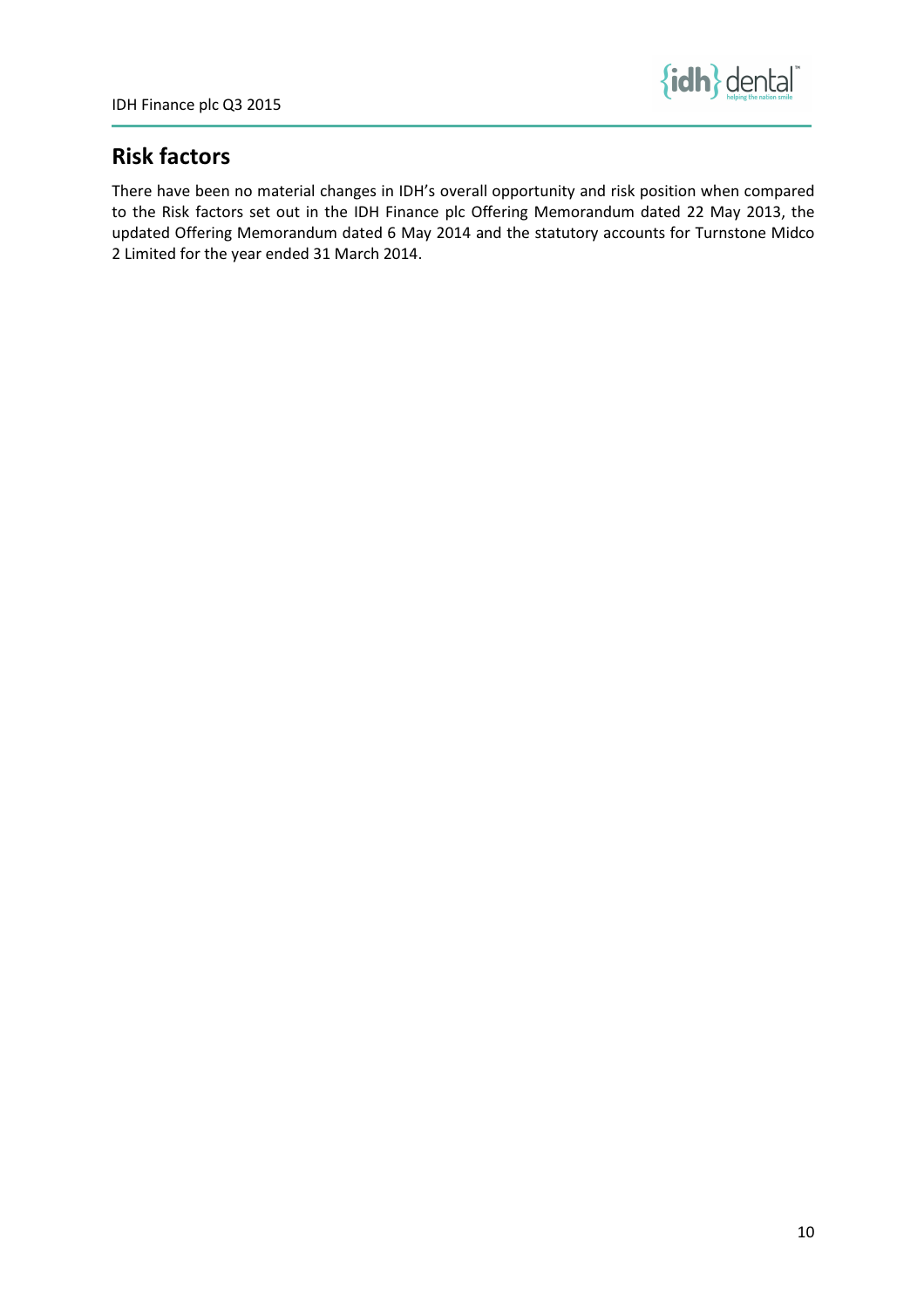## Risk factors

There have been no material changes in IDH's overall opportunity and risk position when compared to the Risk factors set out in the IDH Finance plc Offering Memorandum dated 22 May 2013, the updated Offering Memorandum dated 6 May 2014 and the statutory accounts for Turnstone Midco 2 Limited for the year ended 31 March 2014.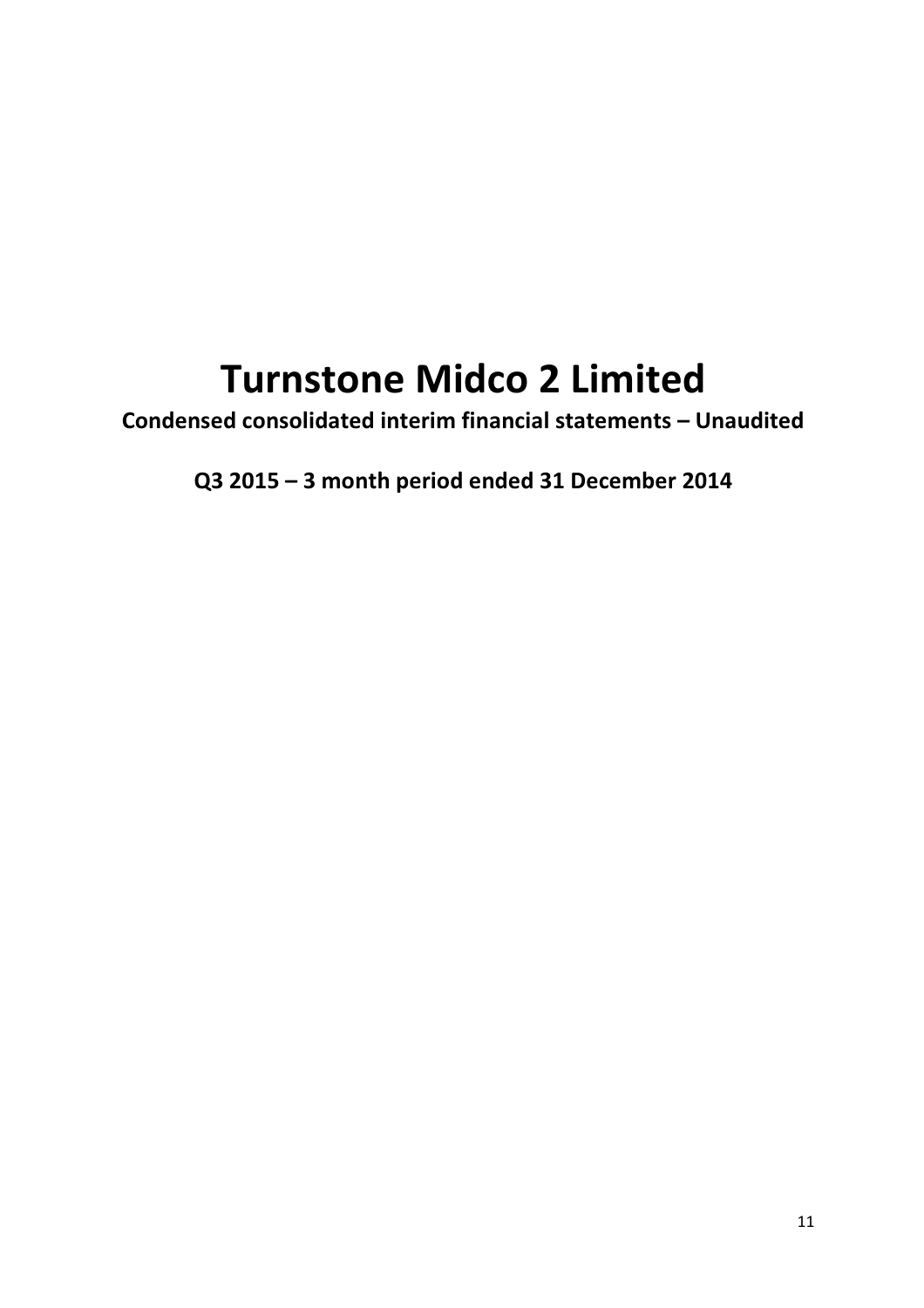# Turnstone Midco 2 Limited

**Condensed consolidated interim financial statements – Unaudited**

**Q3 2015 – 3 month period ended 31 December 2014**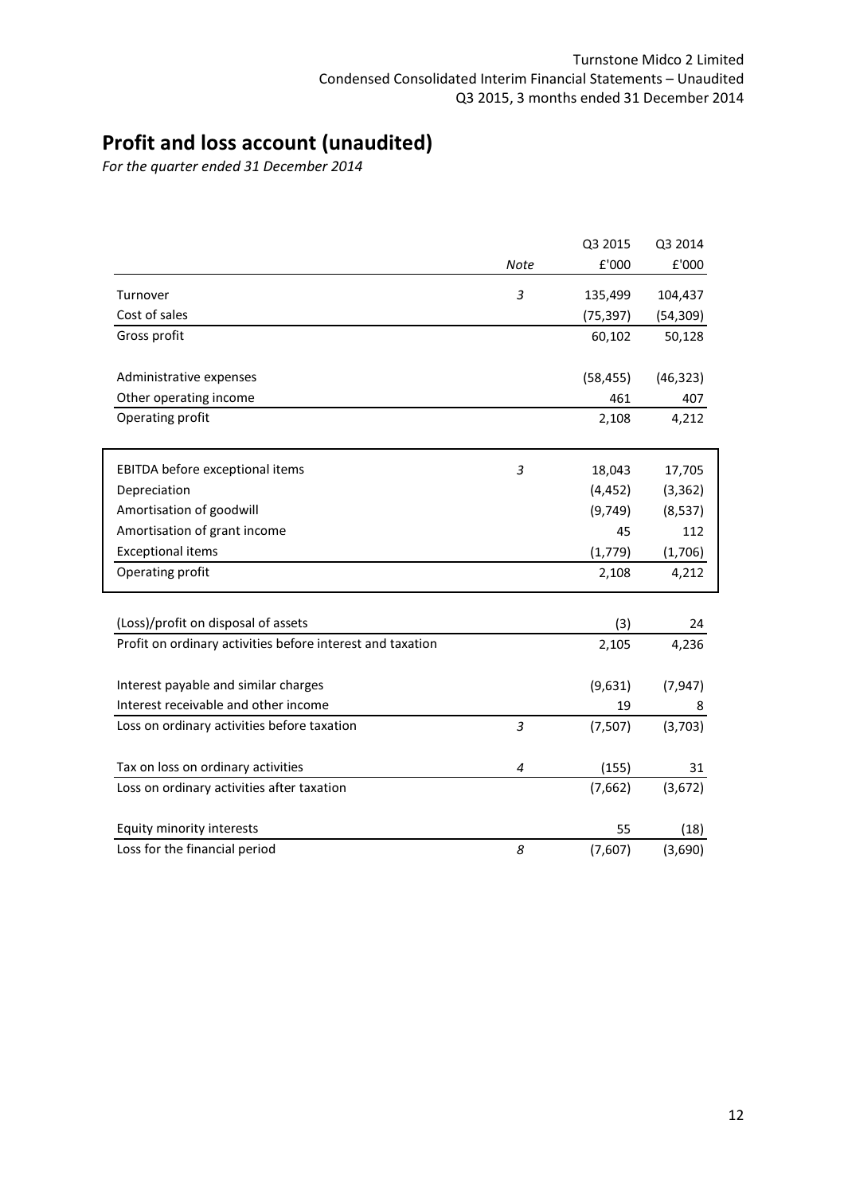# Profit and loss account (unaudited)

*For the quarter ended 31 December 2014*

| | Note | Q3 2015 £'000 | Q3 2014 £'000 |
|---|---|---|---|
| Turnover | 3 | 135,499 | 104,437 |
| Cost of sales | | (75,397) | (54,309) |
| Gross profit | | 60,102 | 50,128 |
| | | | |
| Administrative expenses | | (58,455) | (46,323) |
| Other operating income | | 461 | 407 |
| Operating profit | | 2,108 | 4,212 |
| | | | |
| EBITDA before exceptional items | 3 | 18,043 | 17,705 |
| Depreciation | | (4,452) | (3,362) |
| Amortisation of goodwill | | (9,749) | (8,537) |
| Amortisation of grant income | | 45 | 112 |
| Exceptional items | | (1,779) | (1,706) |
| Operating profit | | 2,108 | 4,212 |
| | | | |
| (Loss)/profit on disposal of assets | | (3) | 24 |
| Profit on ordinary activities before interest and taxation | | 2,105 | 4,236 |
| | | | |
| Interest payable and similar charges | | (9,631) | (7,947) |
| Interest receivable and other income | | 19 | 8 |
| Loss on ordinary activities before taxation | 3 | (7,507) | (3,703) |
| | | | |
| Tax on loss on ordinary activities | 4 | (155) | 31 |
| Loss on ordinary activities after taxation | | (7,662) | (3,672) |
| | | | |
| Equity minority interests | | 55 | (18) |
| Loss for the financial period | 8 | (7,607) | (3,690) |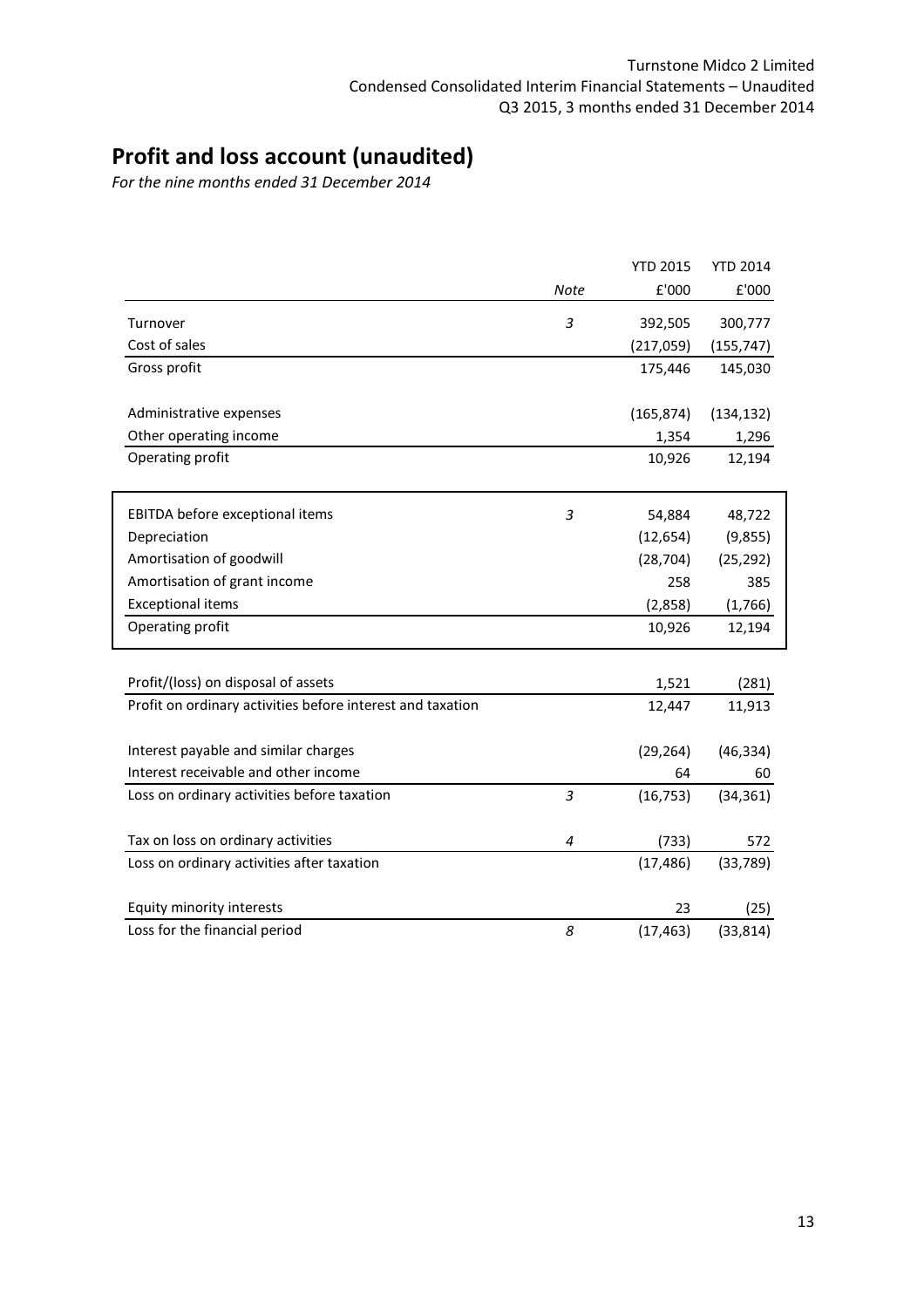# Profit and loss account (unaudited)

*For the nine months ended 31 December 2014*

| | Note | YTD 2015 £'000 | YTD 2014 £'000 |
|---|---|---|---|
| Turnover | 3 | 392,505 | 300,777 |
| Cost of sales | | (217,059) | (155,747) |
| Gross profit | | 175,446 | 145,030 |
| | | | |
| Administrative expenses | | (165,874) | (134,132) |
| Other operating income | | 1,354 | 1,296 |
| Operating profit | | 10,926 | 12,194 |
| | | | |
| EBITDA before exceptional items | 3 | 54,884 | 48,722 |
| Depreciation | | (12,654) | (9,855) |
| Amortisation of goodwill | | (28,704) | (25,292) |
| Amortisation of grant income | | 258 | 385 |
| Exceptional items | | (2,858) | (1,766) |
| Operating profit | | 10,926 | 12,194 |
| | | | |
| Profit/(loss) on disposal of assets | | 1,521 | (281) |
| Profit on ordinary activities before interest and taxation | | 12,447 | 11,913 |
| | | | |
| Interest payable and similar charges | | (29,264) | (46,334) |
| Interest receivable and other income | | 64 | 60 |
| Loss on ordinary activities before taxation | 3 | (16,753) | (34,361) |
| | | | |
| Tax on loss on ordinary activities | 4 | (733) | 572 |
| Loss on ordinary activities after taxation | | (17,486) | (33,789) |
| | | | |
| Equity minority interests | | 23 | (25) |
| Loss for the financial period | 8 | (17,463) | (33,814) |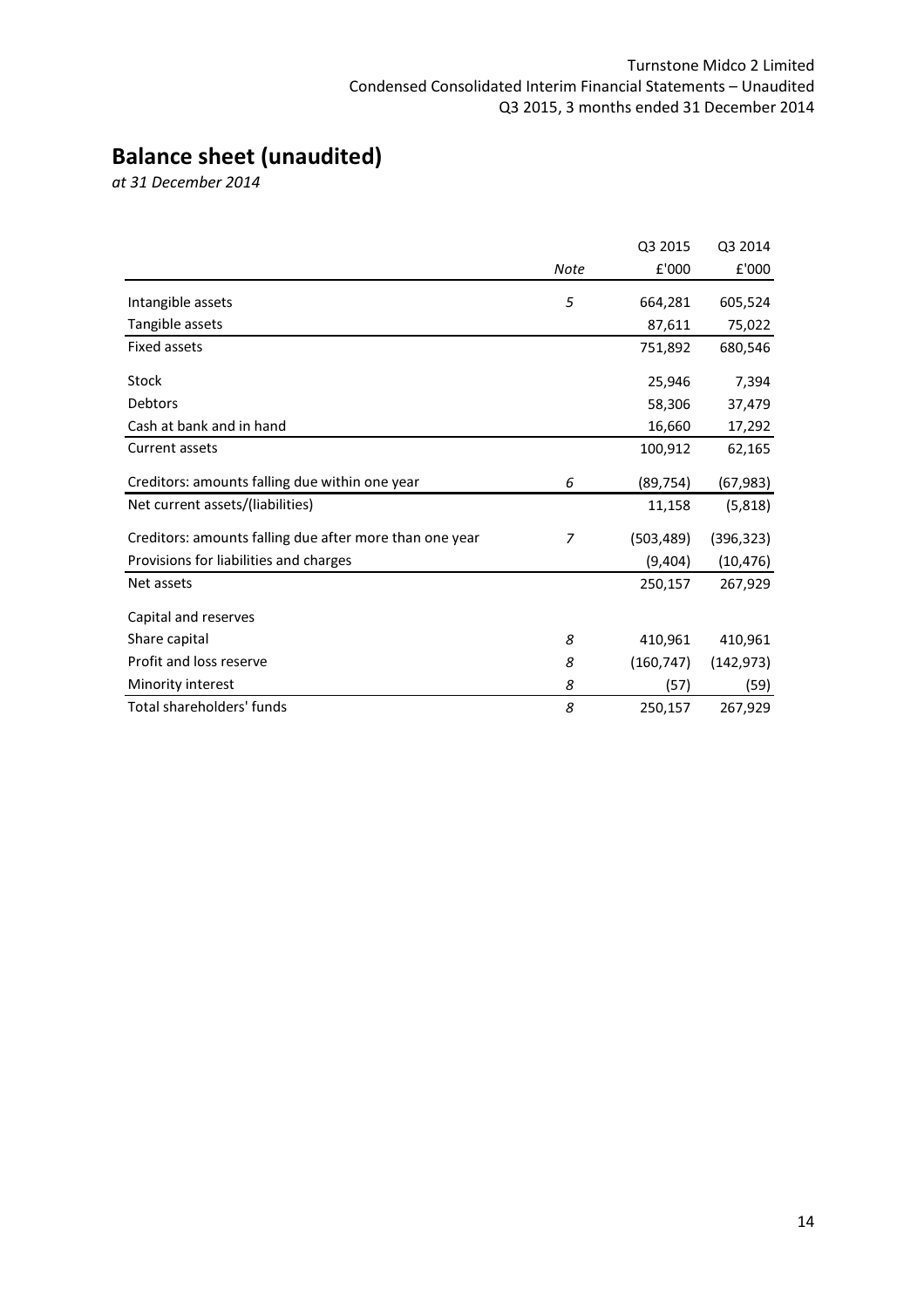# Balance sheet (unaudited)

*at 31 December 2014*

| | *Note* | Q3 2015 £'000 | Q3 2014 £'000 |
|---|---|---|---|
| Intangible assets | *5* | 664,281 | 605,524 |
| Tangible assets | | 87,611 | 75,022 |
| Fixed assets | | 751,892 | 680,546 |
| Stock | | 25,946 | 7,394 |
| Debtors | | 58,306 | 37,479 |
| Cash at bank and in hand | | 16,660 | 17,292 |
| Current assets | | 100,912 | 62,165 |
| Creditors: amounts falling due within one year | *6* | (89,754) | (67,983) |
| Net current assets/(liabilities) | | 11,158 | (5,818) |
| Creditors: amounts falling due after more than one year | *7* | (503,489) | (396,323) |
| Provisions for liabilities and charges | | (9,404) | (10,476) |
| Net assets | | 250,157 | 267,929 |
| Capital and reserves | | | |
| Share capital | *8* | 410,961 | 410,961 |
| Profit and loss reserve | *8* | (160,747) | (142,973) |
| Minority interest | *8* | (57) | (59) |
| Total shareholders' funds | *8* | 250,157 | 267,929 |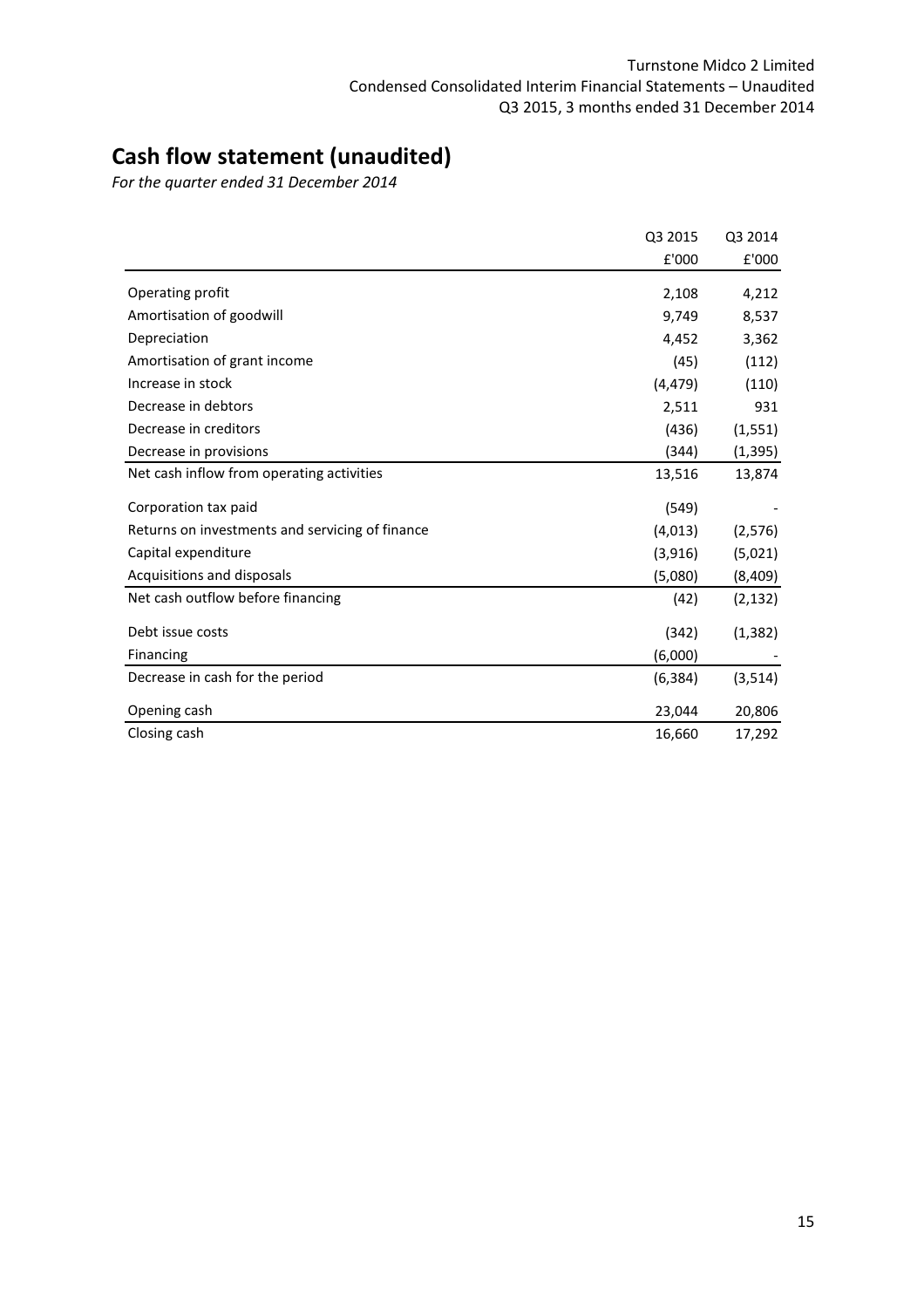# Cash flow statement (unaudited)

*For the quarter ended 31 December 2014*

| | Q3 2015 | Q3 2014 |
|---|---|---|
| | £'000 | £'000 |
| Operating profit | 2,108 | 4,212 |
| Amortisation of goodwill | 9,749 | 8,537 |
| Depreciation | 4,452 | 3,362 |
| Amortisation of grant income | (45) | (112) |
| Increase in stock | (4,479) | (110) |
| Decrease in debtors | 2,511 | 931 |
| Decrease in creditors | (436) | (1,551) |
| Decrease in provisions | (344) | (1,395) |
| Net cash inflow from operating activities | 13,516 | 13,874 |
| Corporation tax paid | (549) | - |
| Returns on investments and servicing of finance | (4,013) | (2,576) |
| Capital expenditure | (3,916) | (5,021) |
| Acquisitions and disposals | (5,080) | (8,409) |
| Net cash outflow before financing | (42) | (2,132) |
| Debt issue costs | (342) | (1,382) |
| Financing | (6,000) | - |
| Decrease in cash for the period | (6,384) | (3,514) |
| Opening cash | 23,044 | 20,806 |
| Closing cash | 16,660 | 17,292 |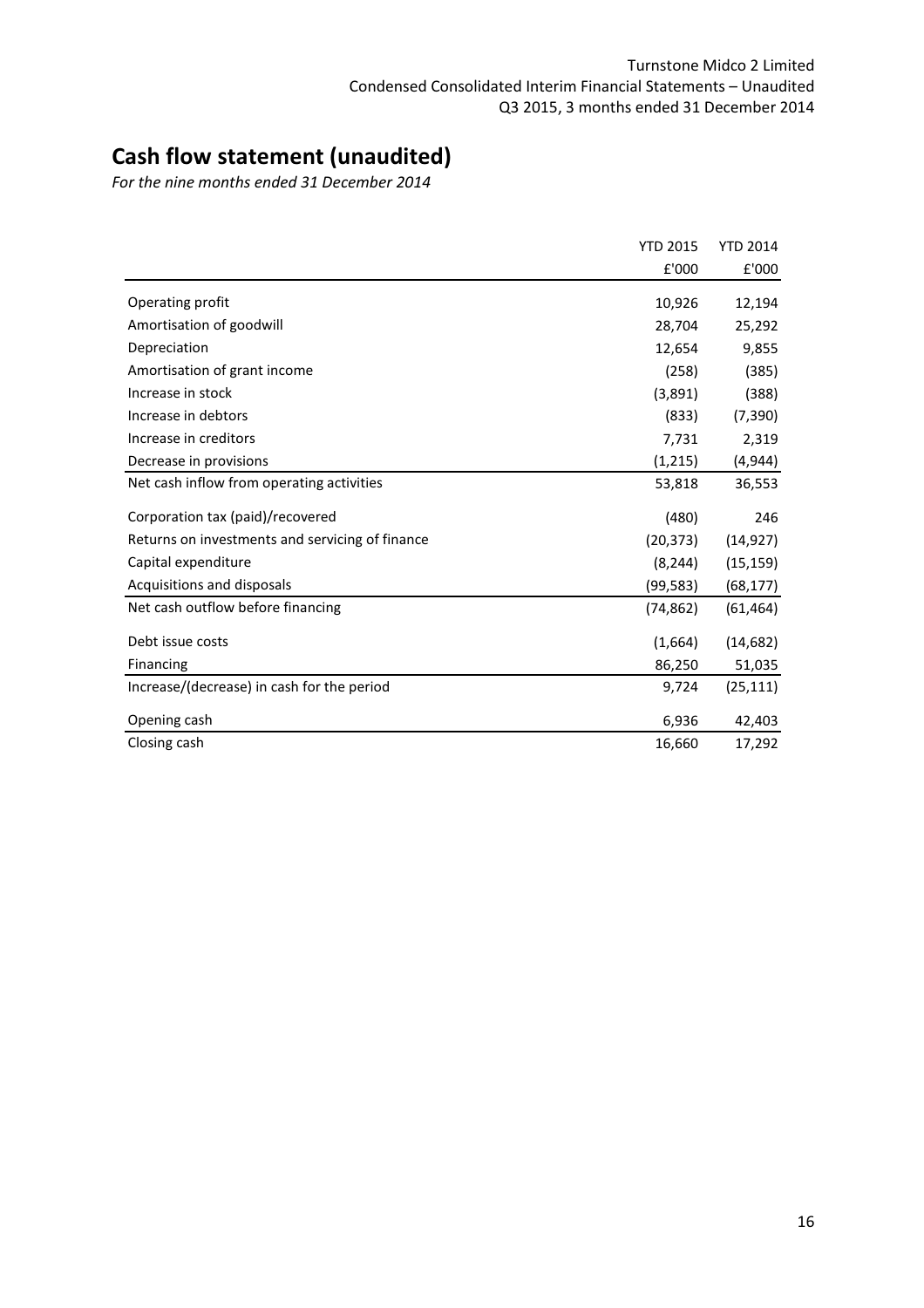# Cash flow statement (unaudited)

*For the nine months ended 31 December 2014*

| | YTD 2015 | YTD 2014 |
|---|---|---|
| | £'000 | £'000 |
| Operating profit | 10,926 | 12,194 |
| Amortisation of goodwill | 28,704 | 25,292 |
| Depreciation | 12,654 | 9,855 |
| Amortisation of grant income | (258) | (385) |
| Increase in stock | (3,891) | (388) |
| Increase in debtors | (833) | (7,390) |
| Increase in creditors | 7,731 | 2,319 |
| Decrease in provisions | (1,215) | (4,944) |
| Net cash inflow from operating activities | 53,818 | 36,553 |
| Corporation tax (paid)/recovered | (480) | 246 |
| Returns on investments and servicing of finance | (20,373) | (14,927) |
| Capital expenditure | (8,244) | (15,159) |
| Acquisitions and disposals | (99,583) | (68,177) |
| Net cash outflow before financing | (74,862) | (61,464) |
| Debt issue costs | (1,664) | (14,682) |
| Financing | 86,250 | 51,035 |
| Increase/(decrease) in cash for the period | 9,724 | (25,111) |
| Opening cash | 6,936 | 42,403 |
| Closing cash | 16,660 | 17,292 |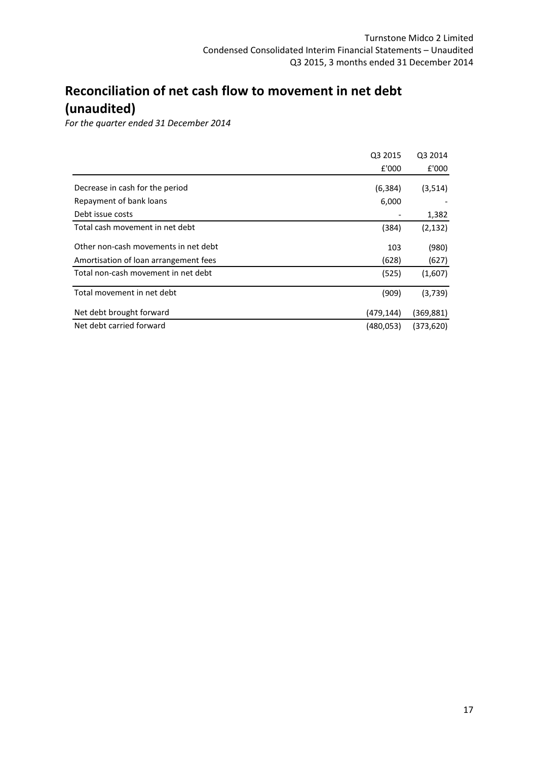# Reconciliation of net cash flow to movement in net debt (unaudited)

*For the quarter ended 31 December 2014*

| | Q3 2015 | Q3 2014 |
|---|---|---|
| | £'000 | £'000 |
| Decrease in cash for the period | (6,384) | (3,514) |
| Repayment of bank loans | 6,000 | - |
| Debt issue costs | - | 1,382 |
| Total cash movement in net debt | (384) | (2,132) |
| Other non-cash movements in net debt | 103 | (980) |
| Amortisation of loan arrangement fees | (628) | (627) |
| Total non-cash movement in net debt | (525) | (1,607) |
| Total movement in net debt | (909) | (3,739) |
| Net debt brought forward | (479,144) | (369,881) |
| Net debt carried forward | (480,053) | (373,620) |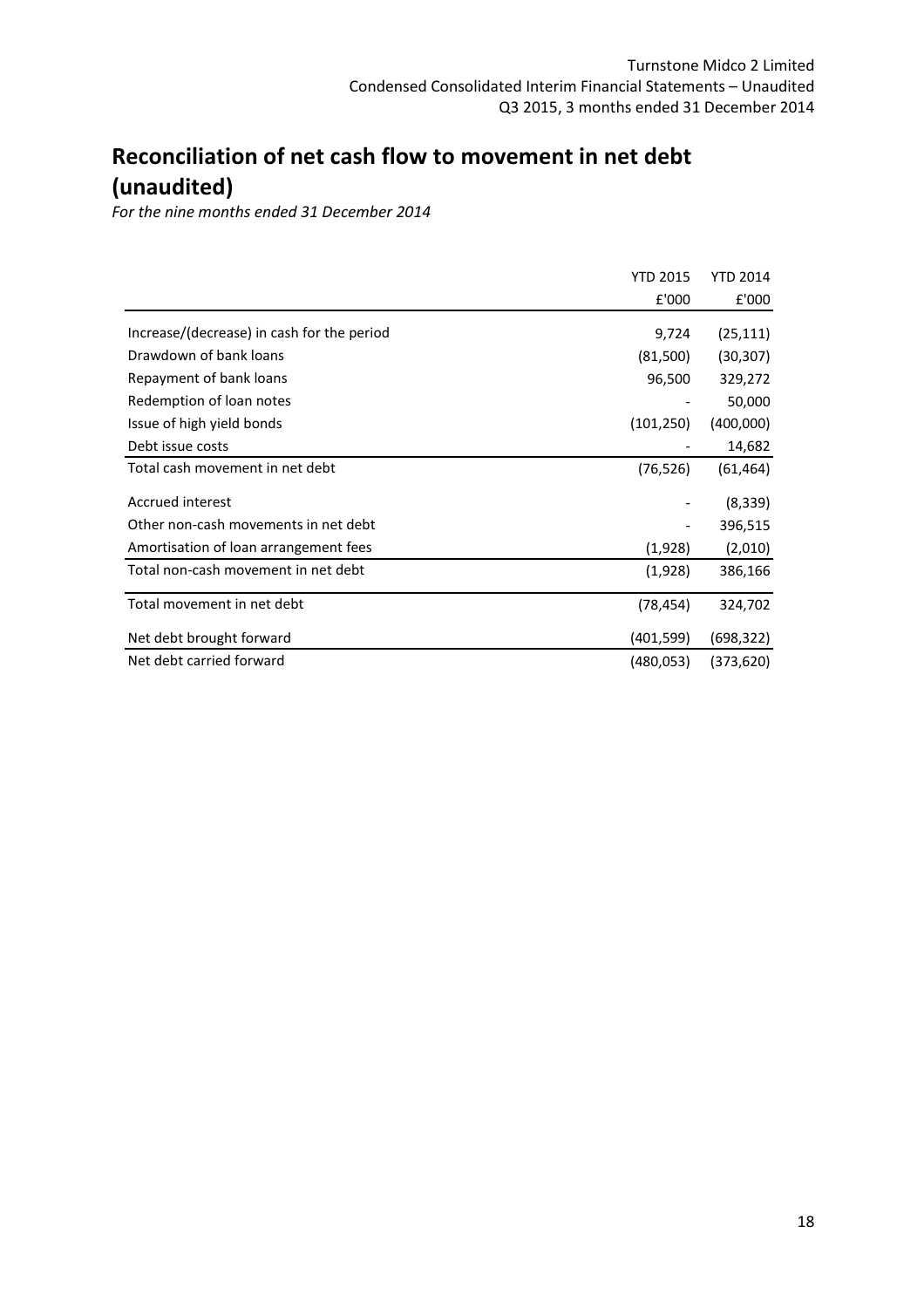# Reconciliation of net cash flow to movement in net debt (unaudited)

*For the nine months ended 31 December 2014*

| | YTD 2015 | YTD 2014 |
|---|---|---|
| | £'000 | £'000 |
| Increase/(decrease) in cash for the period | 9,724 | (25,111) |
| Drawdown of bank loans | (81,500) | (30,307) |
| Repayment of bank loans | 96,500 | 329,272 |
| Redemption of loan notes | - | 50,000 |
| Issue of high yield bonds | (101,250) | (400,000) |
| Debt issue costs | - | 14,682 |
| Total cash movement in net debt | (76,526) | (61,464) |
| Accrued interest | - | (8,339) |
| Other non-cash movements in net debt | - | 396,515 |
| Amortisation of loan arrangement fees | (1,928) | (2,010) |
| Total non-cash movement in net debt | (1,928) | 386,166 |
| Total movement in net debt | (78,454) | 324,702 |
| Net debt brought forward | (401,599) | (698,322) |
| Net debt carried forward | (480,053) | (373,620) |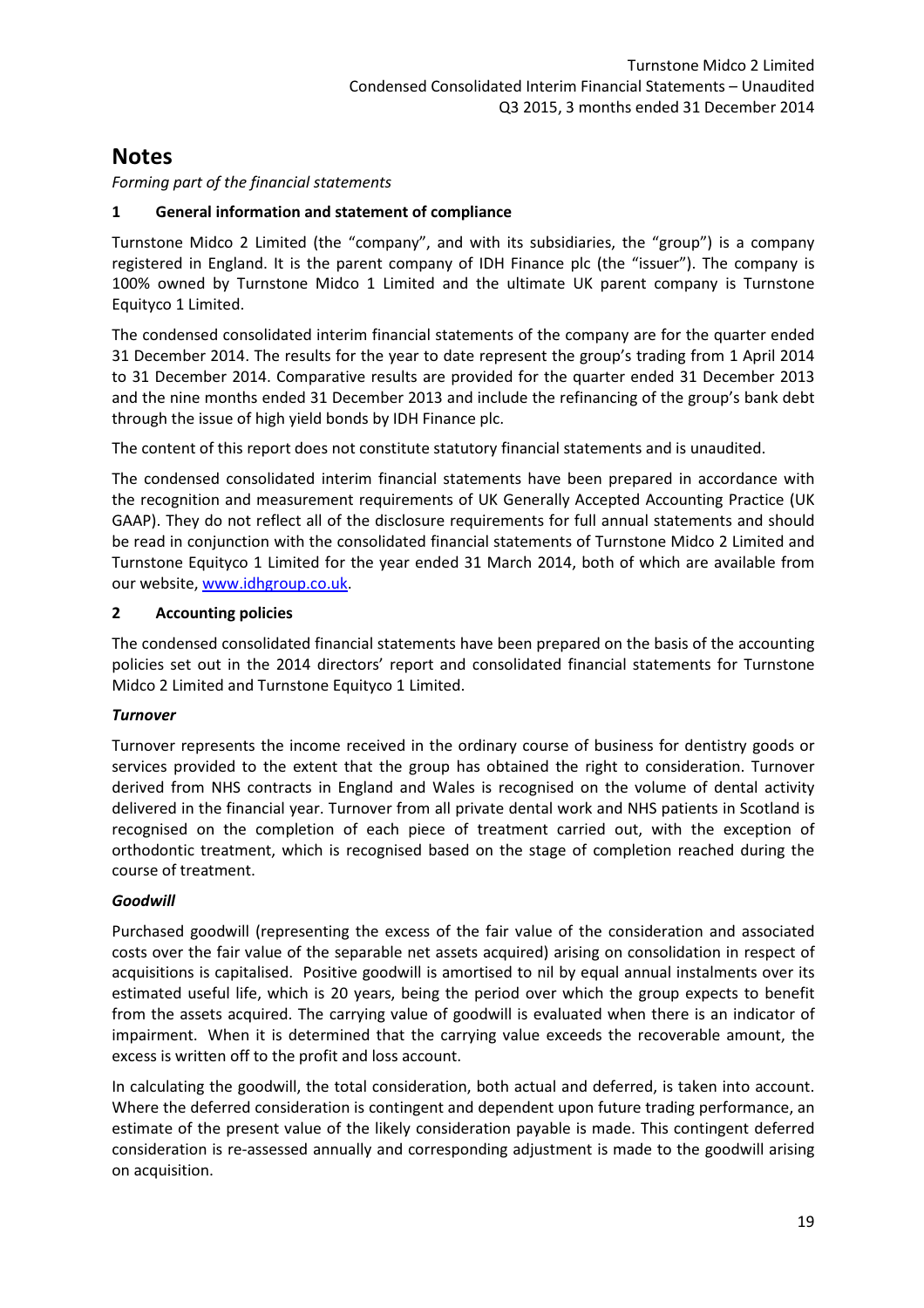# Notes

*Forming part of the financial statements*

## 1 General information and statement of compliance

Turnstone Midco 2 Limited (the "company", and with its subsidiaries, the "group") is a company registered in England. It is the parent company of IDH Finance plc (the "issuer"). The company is 100% owned by Turnstone Midco 1 Limited and the ultimate UK parent company is Turnstone Equityco 1 Limited.

The condensed consolidated interim financial statements of the company are for the quarter ended 31 December 2014. The results for the year to date represent the group's trading from 1 April 2014 to 31 December 2014. Comparative results are provided for the quarter ended 31 December 2013 and the nine months ended 31 December 2013 and include the refinancing of the group's bank debt through the issue of high yield bonds by IDH Finance plc.

The content of this report does not constitute statutory financial statements and is unaudited.

The condensed consolidated interim financial statements have been prepared in accordance with the recognition and measurement requirements of UK Generally Accepted Accounting Practice (UK GAAP). They do not reflect all of the disclosure requirements for full annual statements and should be read in conjunction with the consolidated financial statements of Turnstone Midco 2 Limited and Turnstone Equityco 1 Limited for the year ended 31 March 2014, both of which are available from our website, www.idhgroup.co.uk.

## 2 Accounting policies

The condensed consolidated financial statements have been prepared on the basis of the accounting policies set out in the 2014 directors' report and consolidated financial statements for Turnstone Midco 2 Limited and Turnstone Equityco 1 Limited.

***Turnover***

Turnover represents the income received in the ordinary course of business for dentistry goods or services provided to the extent that the group has obtained the right to consideration. Turnover derived from NHS contracts in England and Wales is recognised on the volume of dental activity delivered in the financial year. Turnover from all private dental work and NHS patients in Scotland is recognised on the completion of each piece of treatment carried out, with the exception of orthodontic treatment, which is recognised based on the stage of completion reached during the course of treatment.

***Goodwill***

Purchased goodwill (representing the excess of the fair value of the consideration and associated costs over the fair value of the separable net assets acquired) arising on consolidation in respect of acquisitions is capitalised. Positive goodwill is amortised to nil by equal annual instalments over its estimated useful life, which is 20 years, being the period over which the group expects to benefit from the assets acquired. The carrying value of goodwill is evaluated when there is an indicator of impairment. When it is determined that the carrying value exceeds the recoverable amount, the excess is written off to the profit and loss account.

In calculating the goodwill, the total consideration, both actual and deferred, is taken into account. Where the deferred consideration is contingent and dependent upon future trading performance, an estimate of the present value of the likely consideration payable is made. This contingent deferred consideration is re-assessed annually and corresponding adjustment is made to the goodwill arising on acquisition.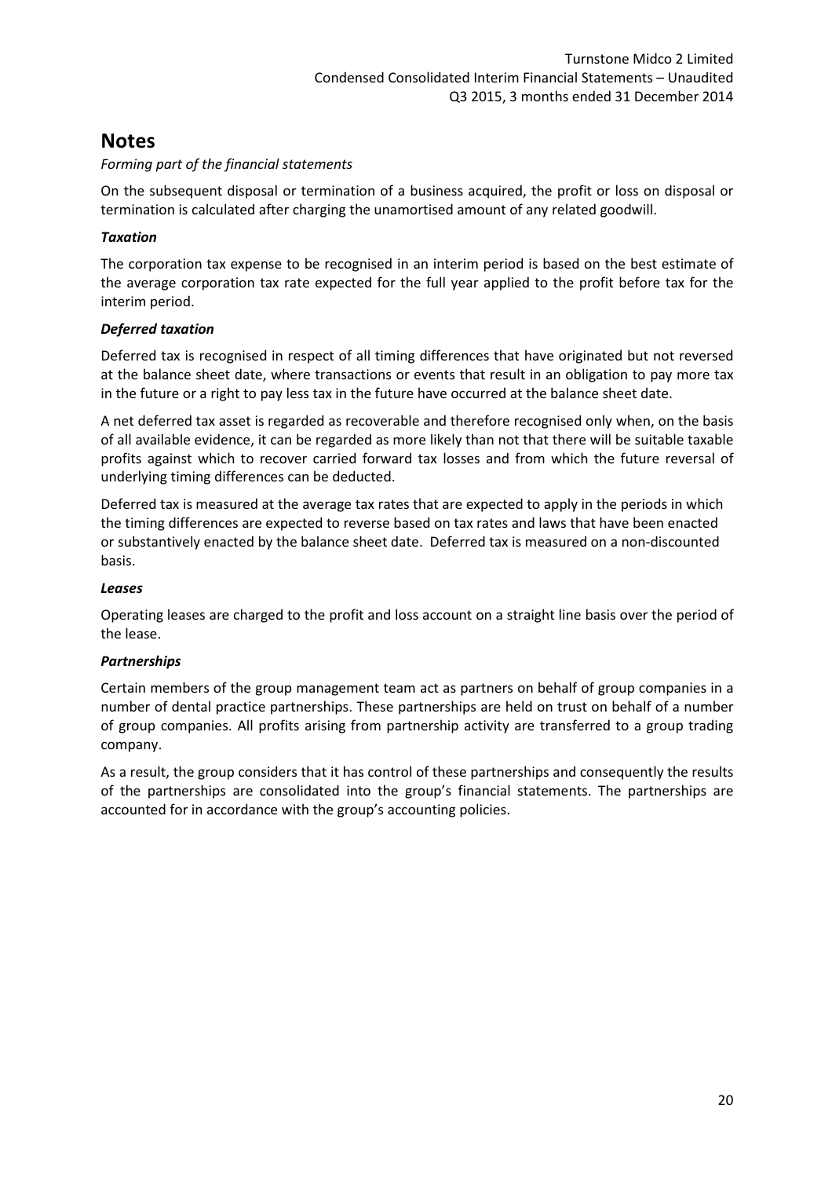# Notes

*Forming part of the financial statements*

On the subsequent disposal or termination of a business acquired, the profit or loss on disposal or termination is calculated after charging the unamortised amount of any related goodwill.

***Taxation***

The corporation tax expense to be recognised in an interim period is based on the best estimate of the average corporation tax rate expected for the full year applied to the profit before tax for the interim period.

***Deferred taxation***

Deferred tax is recognised in respect of all timing differences that have originated but not reversed at the balance sheet date, where transactions or events that result in an obligation to pay more tax in the future or a right to pay less tax in the future have occurred at the balance sheet date.

A net deferred tax asset is regarded as recoverable and therefore recognised only when, on the basis of all available evidence, it can be regarded as more likely than not that there will be suitable taxable profits against which to recover carried forward tax losses and from which the future reversal of underlying timing differences can be deducted.

Deferred tax is measured at the average tax rates that are expected to apply in the periods in which the timing differences are expected to reverse based on tax rates and laws that have been enacted or substantively enacted by the balance sheet date. Deferred tax is measured on a non-discounted basis.

***Leases***

Operating leases are charged to the profit and loss account on a straight line basis over the period of the lease.

***Partnerships***

Certain members of the group management team act as partners on behalf of group companies in a number of dental practice partnerships. These partnerships are held on trust on behalf of a number of group companies. All profits arising from partnership activity are transferred to a group trading company.

As a result, the group considers that it has control of these partnerships and consequently the results of the partnerships are consolidated into the group's financial statements. The partnerships are accounted for in accordance with the group's accounting policies.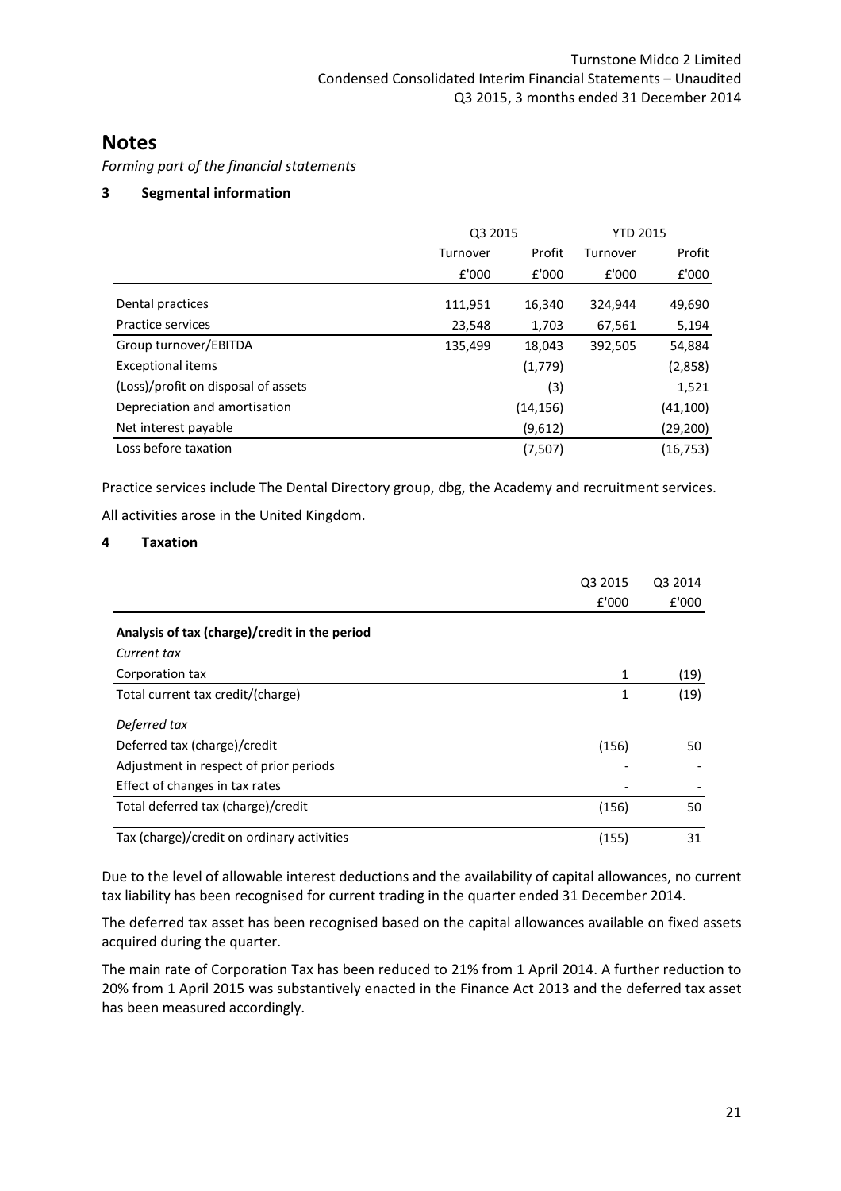# Notes

*Forming part of the financial statements*

## 3 Segmental information

| | Q3 2015 | | YTD 2015 | |
|---|---|---|---|---|
| | Turnover | Profit | Turnover | Profit |
| | £'000 | £'000 | £'000 | £'000 |
| Dental practices | 111,951 | 16,340 | 324,944 | 49,690 |
| Practice services | 23,548 | 1,703 | 67,561 | 5,194 |
| Group turnover/EBITDA | 135,499 | 18,043 | 392,505 | 54,884 |
| Exceptional items | | (1,779) | | (2,858) |
| (Loss)/profit on disposal of assets | | (3) | | 1,521 |
| Depreciation and amortisation | | (14,156) | | (41,100) |
| Net interest payable | | (9,612) | | (29,200) |
| Loss before taxation | | (7,507) | | (16,753) |

Practice services include The Dental Directory group, dbg, the Academy and recruitment services.

All activities arose in the United Kingdom.

## 4 Taxation

| | Q3 2015 | Q3 2014 |
|---|---|---|
| | £'000 | £'000 |
| **Analysis of tax (charge)/credit in the period** | | |
| *Current tax* | | |
| Corporation tax | 1 | (19) |
| Total current tax credit/(charge) | 1 | (19) |
| *Deferred tax* | | |
| Deferred tax (charge)/credit | (156) | 50 |
| Adjustment in respect of prior periods | - | - |
| Effect of changes in tax rates | - | - |
| Total deferred tax (charge)/credit | (156) | 50 |
| Tax (charge)/credit on ordinary activities | (155) | 31 |

Due to the level of allowable interest deductions and the availability of capital allowances, no current tax liability has been recognised for current trading in the quarter ended 31 December 2014.

The deferred tax asset has been recognised based on the capital allowances available on fixed assets acquired during the quarter.

The main rate of Corporation Tax has been reduced to 21% from 1 April 2014. A further reduction to 20% from 1 April 2015 was substantively enacted in the Finance Act 2013 and the deferred tax asset has been measured accordingly.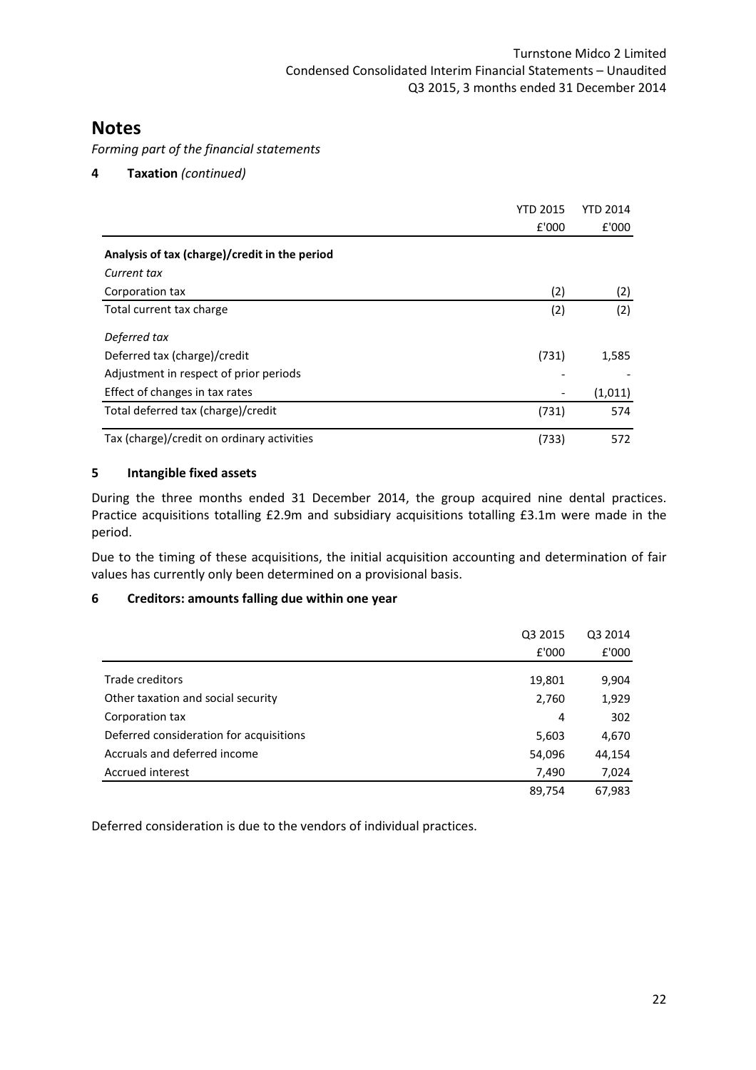# Notes

*Forming part of the financial statements*

**4 Taxation** *(continued)*

| | YTD 2015 £'000 | YTD 2014 £'000 |
|---|---|---|
| **Analysis of tax (charge)/credit in the period** | | |
| *Current tax* | | |
| Corporation tax | (2) | (2) |
| Total current tax charge | (2) | (2) |
| *Deferred tax* | | |
| Deferred tax (charge)/credit | (731) | 1,585 |
| Adjustment in respect of prior periods | - | - |
| Effect of changes in tax rates | - | (1,011) |
| Total deferred tax (charge)/credit | (731) | 574 |
| Tax (charge)/credit on ordinary activities | (733) | 572 |

**5 Intangible fixed assets**

During the three months ended 31 December 2014, the group acquired nine dental practices. Practice acquisitions totalling £2.9m and subsidiary acquisitions totalling £3.1m were made in the period.

Due to the timing of these acquisitions, the initial acquisition accounting and determination of fair values has currently only been determined on a provisional basis.

**6 Creditors: amounts falling due within one year**

| | Q3 2015 £'000 | Q3 2014 £'000 |
|---|---|---|
| Trade creditors | 19,801 | 9,904 |
| Other taxation and social security | 2,760 | 1,929 |
| Corporation tax | 4 | 302 |
| Deferred consideration for acquisitions | 5,603 | 4,670 |
| Accruals and deferred income | 54,096 | 44,154 |
| Accrued interest | 7,490 | 7,024 |
| | 89,754 | 67,983 |

Deferred consideration is due to the vendors of individual practices.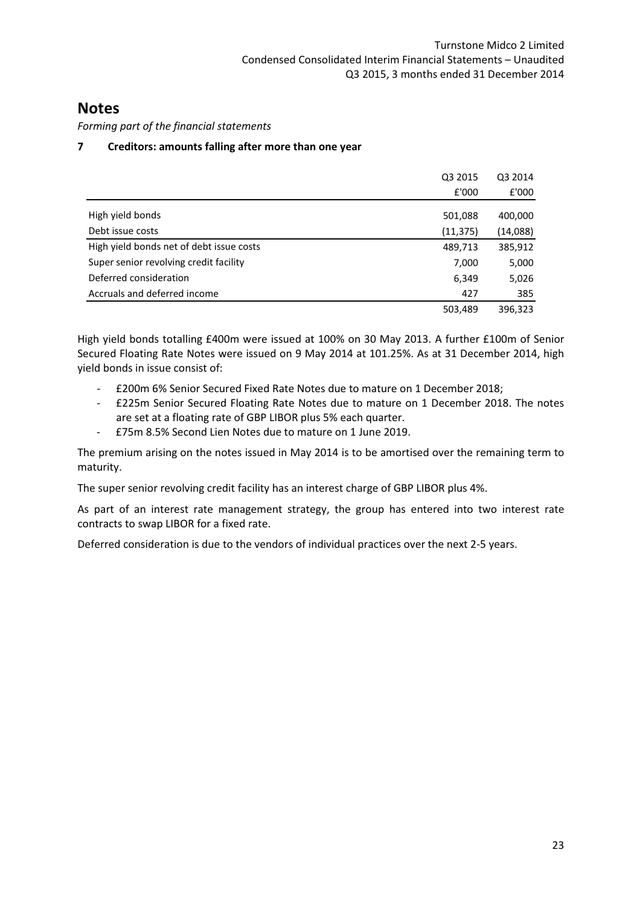# Notes

*Forming part of the financial statements*

## 7 Creditors: amounts falling after more than one year

| | Q3 2015 | Q3 2014 |
|---|---|---|
| | £'000 | £'000 |
| High yield bonds | 501,088 | 400,000 |
| Debt issue costs | (11,375) | (14,088) |
| High yield bonds net of debt issue costs | 489,713 | 385,912 |
| Super senior revolving credit facility | 7,000 | 5,000 |
| Deferred consideration | 6,349 | 5,026 |
| Accruals and deferred income | 427 | 385 |
| | 503,489 | 396,323 |

High yield bonds totalling £400m were issued at 100% on 30 May 2013. A further £100m of Senior Secured Floating Rate Notes were issued on 9 May 2014 at 101.25%. As at 31 December 2014, high yield bonds in issue consist of:

- £200m 6% Senior Secured Fixed Rate Notes due to mature on 1 December 2018;
- £225m Senior Secured Floating Rate Notes due to mature on 1 December 2018. The notes are set at a floating rate of GBP LIBOR plus 5% each quarter.
- £75m 8.5% Second Lien Notes due to mature on 1 June 2019.

The premium arising on the notes issued in May 2014 is to be amortised over the remaining term to maturity.

The super senior revolving credit facility has an interest charge of GBP LIBOR plus 4%.

As part of an interest rate management strategy, the group has entered into two interest rate contracts to swap LIBOR for a fixed rate.

Deferred consideration is due to the vendors of individual practices over the next 2-5 years.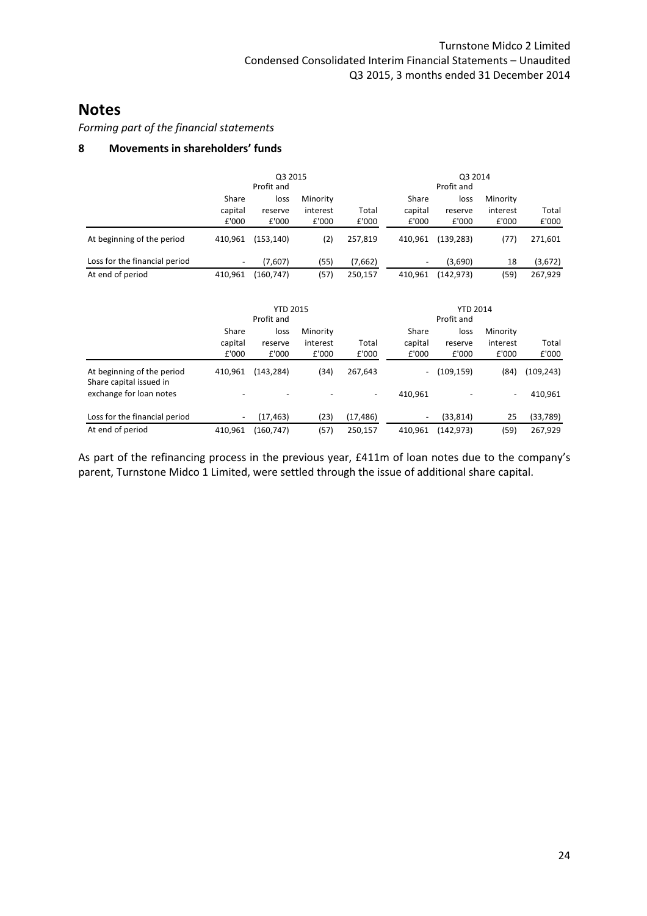# Notes

*Forming part of the financial statements*

## 8 Movements in shareholders' funds

| | Q3 2015 | | | | Q3 2014 | | | |
|---|---|---|---|---|---|---|---|---|
| | Share capital £'000 | Profit and loss reserve £'000 | Minority interest £'000 | Total £'000 | Share capital £'000 | Profit and loss reserve £'000 | Minority interest £'000 | Total £'000 |
| At beginning of the period | 410,961 | (153,140) | (2) | 257,819 | 410,961 | (139,283) | (77) | 271,601 |
| Loss for the financial period | - | (7,607) | (55) | (7,662) | - | (3,690) | 18 | (3,672) |
| At end of period | 410,961 | (160,747) | (57) | 250,157 | 410,961 | (142,973) | (59) | 267,929 |

| | YTD 2015 | | | | YTD 2014 | | | |
|---|---|---|---|---|---|---|---|---|
| | Share capital £'000 | Profit and loss reserve £'000 | Minority interest £'000 | Total £'000 | Share capital £'000 | Profit and loss reserve £'000 | Minority interest £'000 | Total £'000 |
| At beginning of the period | 410,961 | (143,284) | (34) | 267,643 | - | (109,159) | (84) | (109,243) |
| Share capital issued in exchange for loan notes | - | - | - | - | 410,961 | - | - | 410,961 |
| Loss for the financial period | - | (17,463) | (23) | (17,486) | - | (33,814) | 25 | (33,789) |
| At end of period | 410,961 | (160,747) | (57) | 250,157 | 410,961 | (142,973) | (59) | 267,929 |

As part of the refinancing process in the previous year, £411m of loan notes due to the company's parent, Turnstone Midco 1 Limited, were settled through the issue of additional share capital.